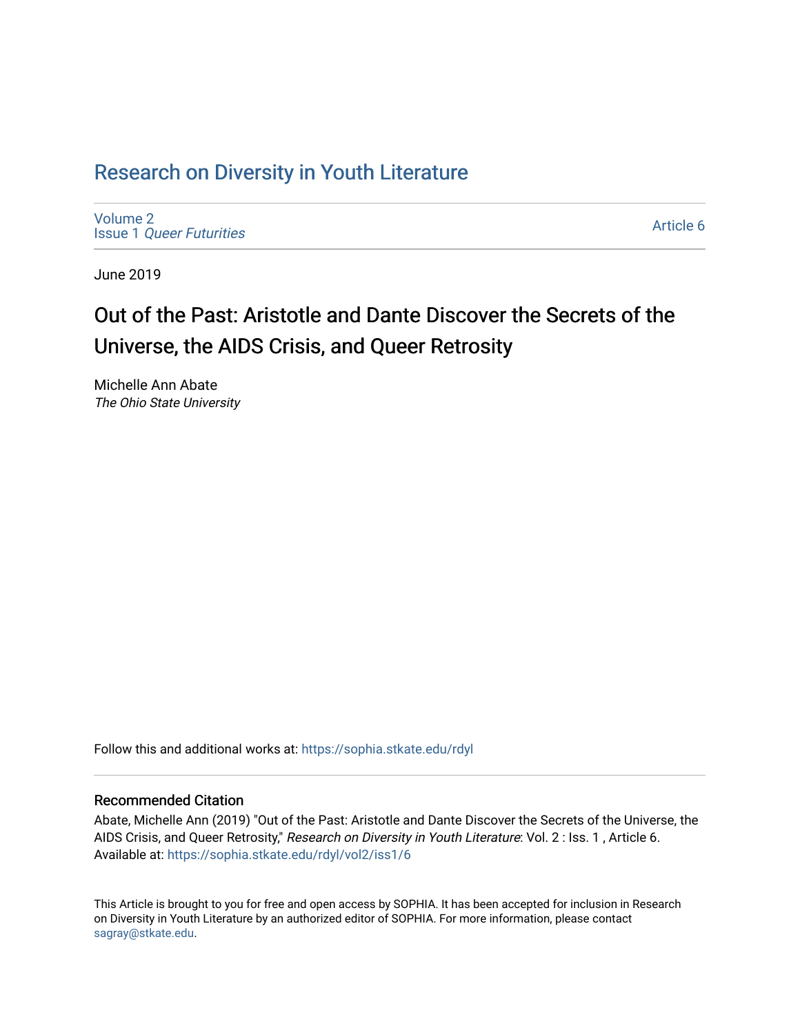# Research on Diversity in Youth Literature

Volume 2
Issue 1 *Queer Futurities*

Article 6

June 2019

## Out of the Past: Aristotle and Dante Discover the Secrets of the Universe, the AIDS Crisis, and Queer Retrosity

Michelle Ann Abate
*The Ohio State University*

Follow this and additional works at: https://sophia.stkate.edu/rdyl

### Recommended Citation

Abate, Michelle Ann (2019) "Out of the Past: Aristotle and Dante Discover the Secrets of the Universe, the AIDS Crisis, and Queer Retrosity," *Research on Diversity in Youth Literature*: Vol. 2 : Iss. 1 , Article 6.
Available at: https://sophia.stkate.edu/rdyl/vol2/iss1/6

This Article is brought to you for free and open access by SOPHIA. It has been accepted for inclusion in Research on Diversity in Youth Literature by an authorized editor of SOPHIA. For more information, please contact sagray@stkate.edu.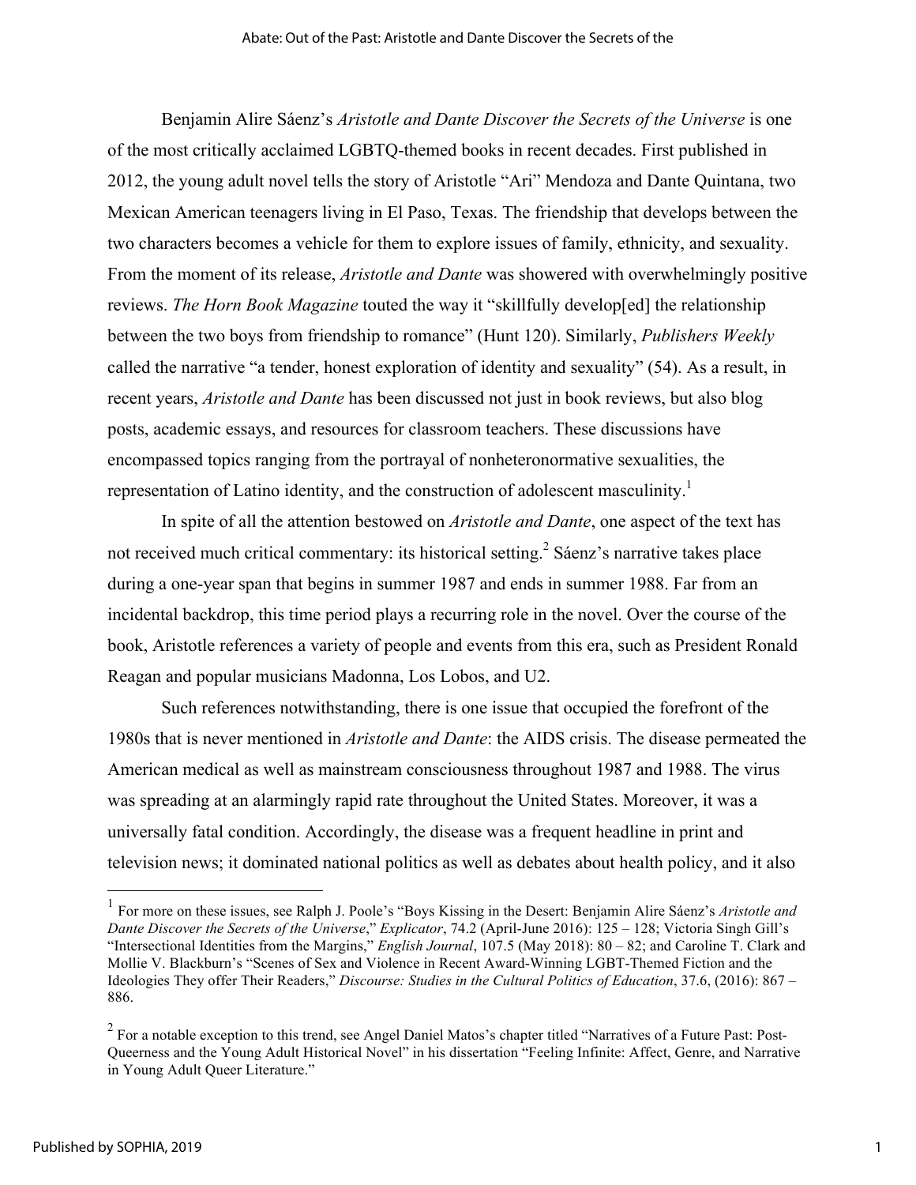Benjamin Alire Sáenz's *Aristotle and Dante Discover the Secrets of the Universe* is one of the most critically acclaimed LGBTQ-themed books in recent decades. First published in 2012, the young adult novel tells the story of Aristotle "Ari" Mendoza and Dante Quintana, two Mexican American teenagers living in El Paso, Texas. The friendship that develops between the two characters becomes a vehicle for them to explore issues of family, ethnicity, and sexuality. From the moment of its release, *Aristotle and Dante* was showered with overwhelmingly positive reviews. *The Horn Book Magazine* touted the way it "skillfully develop[ed] the relationship between the two boys from friendship to romance" (Hunt 120). Similarly, *Publishers Weekly* called the narrative "a tender, honest exploration of identity and sexuality" (54). As a result, in recent years, *Aristotle and Dante* has been discussed not just in book reviews, but also blog posts, academic essays, and resources for classroom teachers. These discussions have encompassed topics ranging from the portrayal of nonheteronormative sexualities, the representation of Latino identity, and the construction of adolescent masculinity.[1]

In spite of all the attention bestowed on *Aristotle and Dante*, one aspect of the text has not received much critical commentary: its historical setting.[2] Sáenz's narrative takes place during a one-year span that begins in summer 1987 and ends in summer 1988. Far from an incidental backdrop, this time period plays a recurring role in the novel. Over the course of the book, Aristotle references a variety of people and events from this era, such as President Ronald Reagan and popular musicians Madonna, Los Lobos, and U2.

Such references notwithstanding, there is one issue that occupied the forefront of the 1980s that is never mentioned in *Aristotle and Dante*: the AIDS crisis. The disease permeated the American medical as well as mainstream consciousness throughout 1987 and 1988. The virus was spreading at an alarmingly rapid rate throughout the United States. Moreover, it was a universally fatal condition. Accordingly, the disease was a frequent headline in print and television news; it dominated national politics as well as debates about health policy, and it also

---

[1] For more on these issues, see Ralph J. Poole's "Boys Kissing in the Desert: Benjamin Alire Sáenz's *Aristotle and Dante Discover the Secrets of the Universe*," *Explicator*, 74.2 (April-June 2016): 125 – 128; Victoria Singh Gill's "Intersectional Identities from the Margins," *English Journal*, 107.5 (May 2018): 80 – 82; and Caroline T. Clark and Mollie V. Blackburn's "Scenes of Sex and Violence in Recent Award-Winning LGBT-Themed Fiction and the Ideologies They offer Their Readers," *Discourse: Studies in the Cultural Politics of Education*, 37.6, (2016): 867 – 886.

[2] For a notable exception to this trend, see Angel Daniel Matos's chapter titled "Narratives of a Future Past: Post-Queerness and the Young Adult Historical Novel" in his dissertation "Feeling Infinite: Affect, Genre, and Narrative in Young Adult Queer Literature."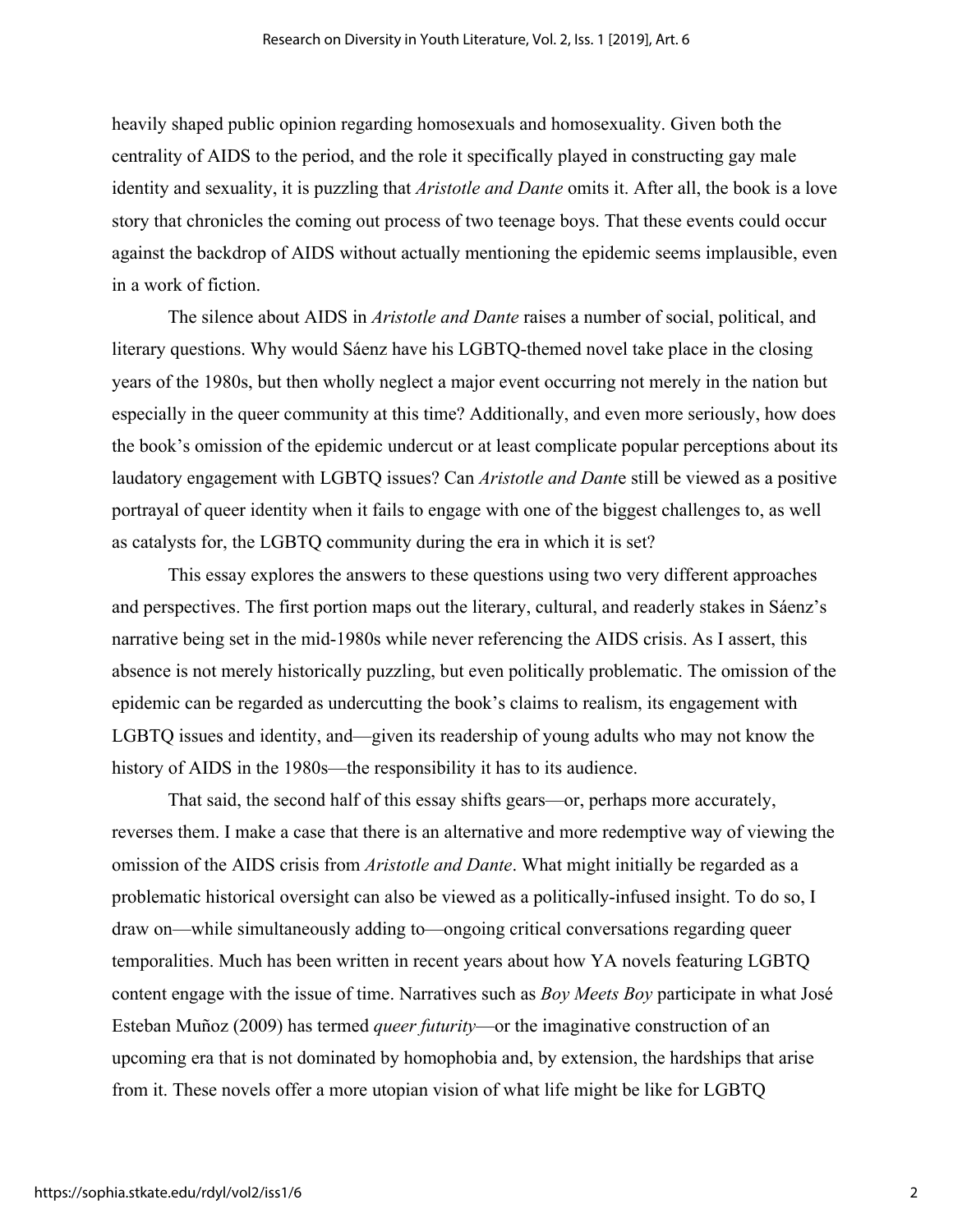heavily shaped public opinion regarding homosexuals and homosexuality. Given both the centrality of AIDS to the period, and the role it specifically played in constructing gay male identity and sexuality, it is puzzling that *Aristotle and Dante* omits it. After all, the book is a love story that chronicles the coming out process of two teenage boys. That these events could occur against the backdrop of AIDS without actually mentioning the epidemic seems implausible, even in a work of fiction.

The silence about AIDS in *Aristotle and Dante* raises a number of social, political, and literary questions. Why would Sáenz have his LGBTQ-themed novel take place in the closing years of the 1980s, but then wholly neglect a major event occurring not merely in the nation but especially in the queer community at this time? Additionally, and even more seriously, how does the book's omission of the epidemic undercut or at least complicate popular perceptions about its laudatory engagement with LGBTQ issues? Can *Aristotle and Dante* still be viewed as a positive portrayal of queer identity when it fails to engage with one of the biggest challenges to, as well as catalysts for, the LGBTQ community during the era in which it is set?

This essay explores the answers to these questions using two very different approaches and perspectives. The first portion maps out the literary, cultural, and readerly stakes in Sáenz's narrative being set in the mid-1980s while never referencing the AIDS crisis. As I assert, this absence is not merely historically puzzling, but even politically problematic. The omission of the epidemic can be regarded as undercutting the book's claims to realism, its engagement with LGBTQ issues and identity, and—given its readership of young adults who may not know the history of AIDS in the 1980s—the responsibility it has to its audience.

That said, the second half of this essay shifts gears—or, perhaps more accurately, reverses them. I make a case that there is an alternative and more redemptive way of viewing the omission of the AIDS crisis from *Aristotle and Dante*. What might initially be regarded as a problematic historical oversight can also be viewed as a politically-infused insight. To do so, I draw on—while simultaneously adding to—ongoing critical conversations regarding queer temporalities. Much has been written in recent years about how YA novels featuring LGBTQ content engage with the issue of time. Narratives such as *Boy Meets Boy* participate in what José Esteban Muñoz (2009) has termed *queer futurity*—or the imaginative construction of an upcoming era that is not dominated by homophobia and, by extension, the hardships that arise from it. These novels offer a more utopian vision of what life might be like for LGBTQ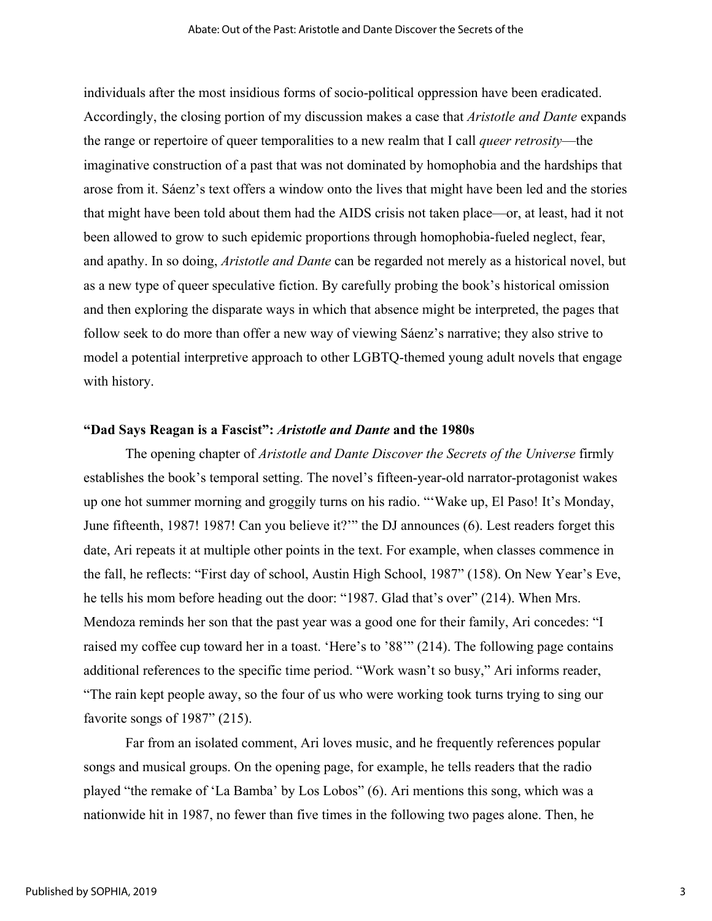individuals after the most insidious forms of socio-political oppression have been eradicated. Accordingly, the closing portion of my discussion makes a case that *Aristotle and Dante* expands the range or repertoire of queer temporalities to a new realm that I call *queer retrosity*—the imaginative construction of a past that was not dominated by homophobia and the hardships that arose from it. Sáenz's text offers a window onto the lives that might have been led and the stories that might have been told about them had the AIDS crisis not taken place—or, at least, had it not been allowed to grow to such epidemic proportions through homophobia-fueled neglect, fear, and apathy. In so doing, *Aristotle and Dante* can be regarded not merely as a historical novel, but as a new type of queer speculative fiction. By carefully probing the book's historical omission and then exploring the disparate ways in which that absence might be interpreted, the pages that follow seek to do more than offer a new way of viewing Sáenz's narrative; they also strive to model a potential interpretive approach to other LGBTQ-themed young adult novels that engage with history.

### "Dad Says Reagan is a Fascist": *Aristotle and Dante* and the 1980s

The opening chapter of *Aristotle and Dante Discover the Secrets of the Universe* firmly establishes the book's temporal setting. The novel's fifteen-year-old narrator-protagonist wakes up one hot summer morning and groggily turns on his radio. "'Wake up, El Paso! It's Monday, June fifteenth, 1987! 1987! Can you believe it?'" the DJ announces (6). Lest readers forget this date, Ari repeats it at multiple other points in the text. For example, when classes commence in the fall, he reflects: "First day of school, Austin High School, 1987" (158). On New Year's Eve, he tells his mom before heading out the door: "1987. Glad that's over" (214). When Mrs. Mendoza reminds her son that the past year was a good one for their family, Ari concedes: "I raised my coffee cup toward her in a toast. 'Here's to '88'" (214). The following page contains additional references to the specific time period. "Work wasn't so busy," Ari informs reader, "The rain kept people away, so the four of us who were working took turns trying to sing our favorite songs of 1987" (215).

Far from an isolated comment, Ari loves music, and he frequently references popular songs and musical groups. On the opening page, for example, he tells readers that the radio played "the remake of 'La Bamba' by Los Lobos" (6). Ari mentions this song, which was a nationwide hit in 1987, no fewer than five times in the following two pages alone. Then, he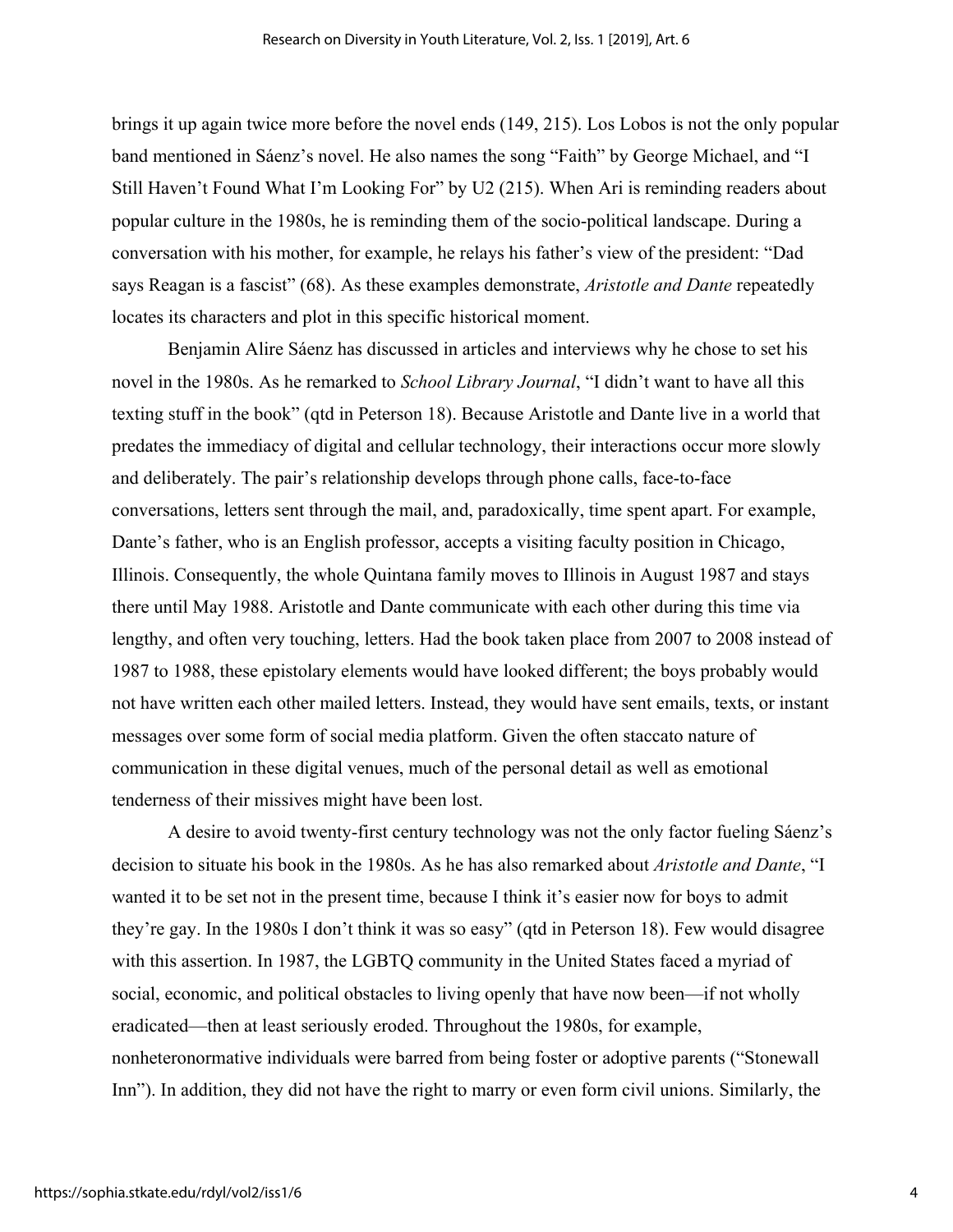brings it up again twice more before the novel ends (149, 215). Los Lobos is not the only popular band mentioned in Sáenz's novel. He also names the song "Faith" by George Michael, and "I Still Haven't Found What I'm Looking For" by U2 (215). When Ari is reminding readers about popular culture in the 1980s, he is reminding them of the socio-political landscape. During a conversation with his mother, for example, he relays his father's view of the president: "Dad says Reagan is a fascist" (68). As these examples demonstrate, *Aristotle and Dante* repeatedly locates its characters and plot in this specific historical moment.

Benjamin Alire Sáenz has discussed in articles and interviews why he chose to set his novel in the 1980s. As he remarked to *School Library Journal*, "I didn't want to have all this texting stuff in the book" (qtd in Peterson 18). Because Aristotle and Dante live in a world that predates the immediacy of digital and cellular technology, their interactions occur more slowly and deliberately. The pair's relationship develops through phone calls, face-to-face conversations, letters sent through the mail, and, paradoxically, time spent apart. For example, Dante's father, who is an English professor, accepts a visiting faculty position in Chicago, Illinois. Consequently, the whole Quintana family moves to Illinois in August 1987 and stays there until May 1988. Aristotle and Dante communicate with each other during this time via lengthy, and often very touching, letters. Had the book taken place from 2007 to 2008 instead of 1987 to 1988, these epistolary elements would have looked different; the boys probably would not have written each other mailed letters. Instead, they would have sent emails, texts, or instant messages over some form of social media platform. Given the often staccato nature of communication in these digital venues, much of the personal detail as well as emotional tenderness of their missives might have been lost.

A desire to avoid twenty-first century technology was not the only factor fueling Sáenz's decision to situate his book in the 1980s. As he has also remarked about *Aristotle and Dante*, "I wanted it to be set not in the present time, because I think it's easier now for boys to admit they're gay. In the 1980s I don't think it was so easy" (qtd in Peterson 18). Few would disagree with this assertion. In 1987, the LGBTQ community in the United States faced a myriad of social, economic, and political obstacles to living openly that have now been—if not wholly eradicated—then at least seriously eroded. Throughout the 1980s, for example, nonheteronormative individuals were barred from being foster or adoptive parents ("Stonewall Inn"). In addition, they did not have the right to marry or even form civil unions. Similarly, the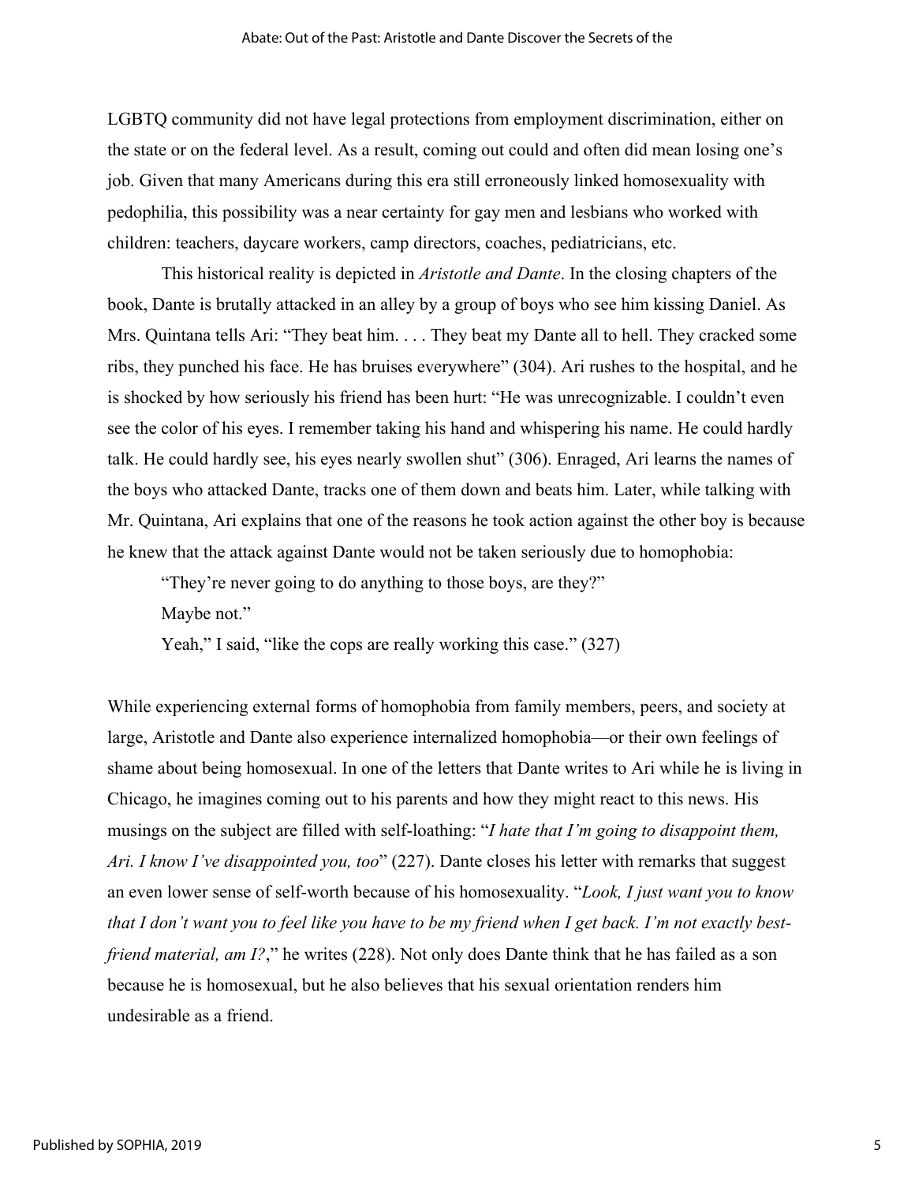LGBTQ community did not have legal protections from employment discrimination, either on the state or on the federal level. As a result, coming out could and often did mean losing one's job. Given that many Americans during this era still erroneously linked homosexuality with pedophilia, this possibility was a near certainty for gay men and lesbians who worked with children: teachers, daycare workers, camp directors, coaches, pediatricians, etc.

This historical reality is depicted in *Aristotle and Dante*. In the closing chapters of the book, Dante is brutally attacked in an alley by a group of boys who see him kissing Daniel. As Mrs. Quintana tells Ari: "They beat him. . . . They beat my Dante all to hell. They cracked some ribs, they punched his face. He has bruises everywhere" (304). Ari rushes to the hospital, and he is shocked by how seriously his friend has been hurt: "He was unrecognizable. I couldn't even see the color of his eyes. I remember taking his hand and whispering his name. He could hardly talk. He could hardly see, his eyes nearly swollen shut" (306). Enraged, Ari learns the names of the boys who attacked Dante, tracks one of them down and beats him. Later, while talking with Mr. Quintana, Ari explains that one of the reasons he took action against the other boy is because he knew that the attack against Dante would not be taken seriously due to homophobia:

> "They're never going to do anything to those boys, are they?"
>
> Maybe not."
>
> Yeah," I said, "like the cops are really working this case." (327)

While experiencing external forms of homophobia from family members, peers, and society at large, Aristotle and Dante also experience internalized homophobia—or their own feelings of shame about being homosexual. In one of the letters that Dante writes to Ari while he is living in Chicago, he imagines coming out to his parents and how they might react to this news. His musings on the subject are filled with self-loathing: "*I hate that I'm going to disappoint them, Ari. I know I've disappointed you, too*" (227). Dante closes his letter with remarks that suggest an even lower sense of self-worth because of his homosexuality. "*Look, I just want you to know that I don't want you to feel like you have to be my friend when I get back. I'm not exactly best-friend material, am I?*," he writes (228). Not only does Dante think that he has failed as a son because he is homosexual, but he also believes that his sexual orientation renders him undesirable as a friend.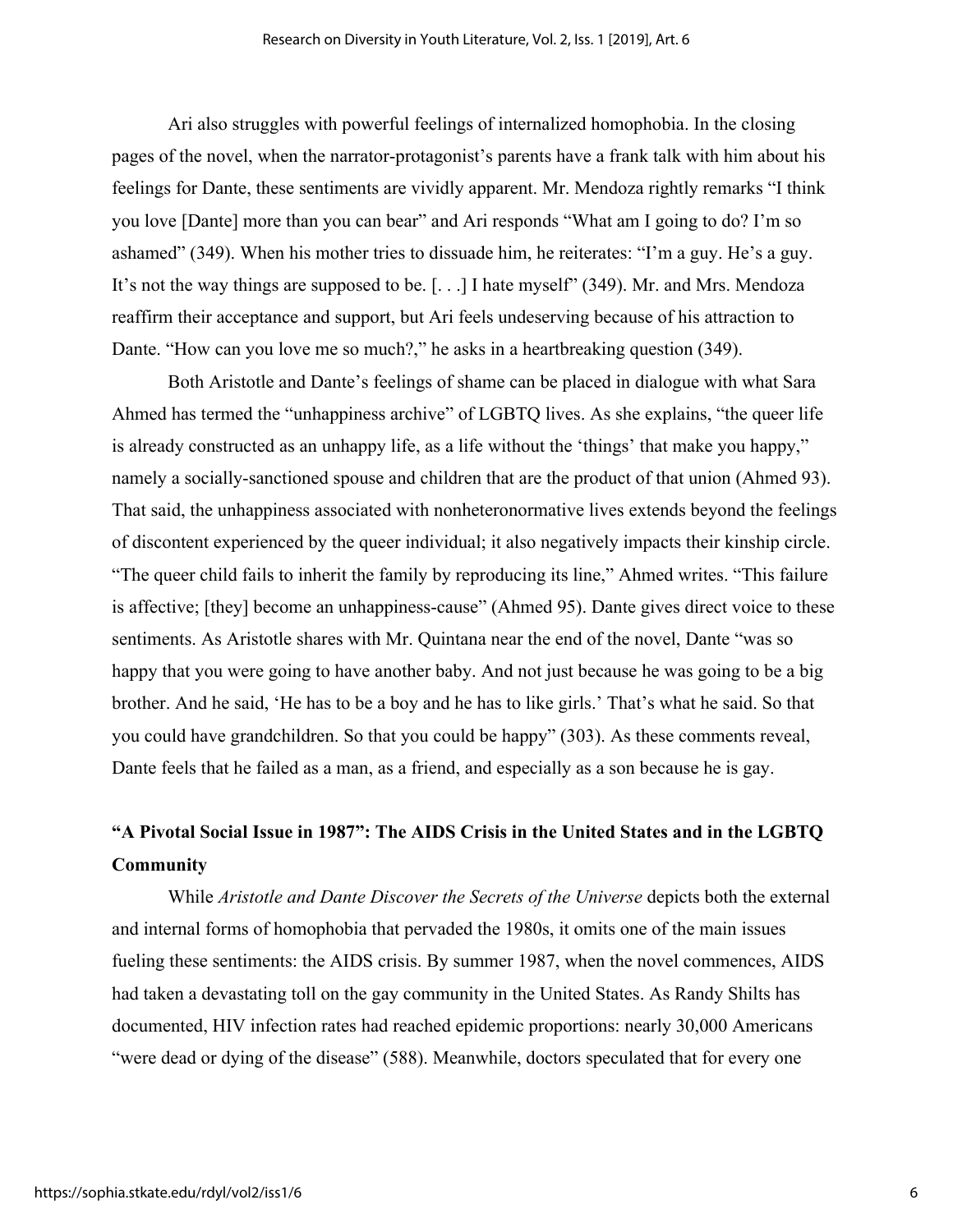Ari also struggles with powerful feelings of internalized homophobia. In the closing pages of the novel, when the narrator-protagonist's parents have a frank talk with him about his feelings for Dante, these sentiments are vividly apparent. Mr. Mendoza rightly remarks "I think you love [Dante] more than you can bear" and Ari responds "What am I going to do? I'm so ashamed" (349). When his mother tries to dissuade him, he reiterates: "I'm a guy. He's a guy. It's not the way things are supposed to be. [. . .] I hate myself" (349). Mr. and Mrs. Mendoza reaffirm their acceptance and support, but Ari feels undeserving because of his attraction to Dante. "How can you love me so much?," he asks in a heartbreaking question (349).

Both Aristotle and Dante's feelings of shame can be placed in dialogue with what Sara Ahmed has termed the "unhappiness archive" of LGBTQ lives. As she explains, "the queer life is already constructed as an unhappy life, as a life without the 'things' that make you happy," namely a socially-sanctioned spouse and children that are the product of that union (Ahmed 93). That said, the unhappiness associated with nonheteronormative lives extends beyond the feelings of discontent experienced by the queer individual; it also negatively impacts their kinship circle. "The queer child fails to inherit the family by reproducing its line," Ahmed writes. "This failure is affective; [they] become an unhappiness-cause" (Ahmed 95). Dante gives direct voice to these sentiments. As Aristotle shares with Mr. Quintana near the end of the novel, Dante "was so happy that you were going to have another baby. And not just because he was going to be a big brother. And he said, 'He has to be a boy and he has to like girls.' That's what he said. So that you could have grandchildren. So that you could be happy" (303). As these comments reveal, Dante feels that he failed as a man, as a friend, and especially as a son because he is gay.

## "A Pivotal Social Issue in 1987": The AIDS Crisis in the United States and in the LGBTQ Community

While *Aristotle and Dante Discover the Secrets of the Universe* depicts both the external and internal forms of homophobia that pervaded the 1980s, it omits one of the main issues fueling these sentiments: the AIDS crisis. By summer 1987, when the novel commences, AIDS had taken a devastating toll on the gay community in the United States. As Randy Shilts has documented, HIV infection rates had reached epidemic proportions: nearly 30,000 Americans "were dead or dying of the disease" (588). Meanwhile, doctors speculated that for every one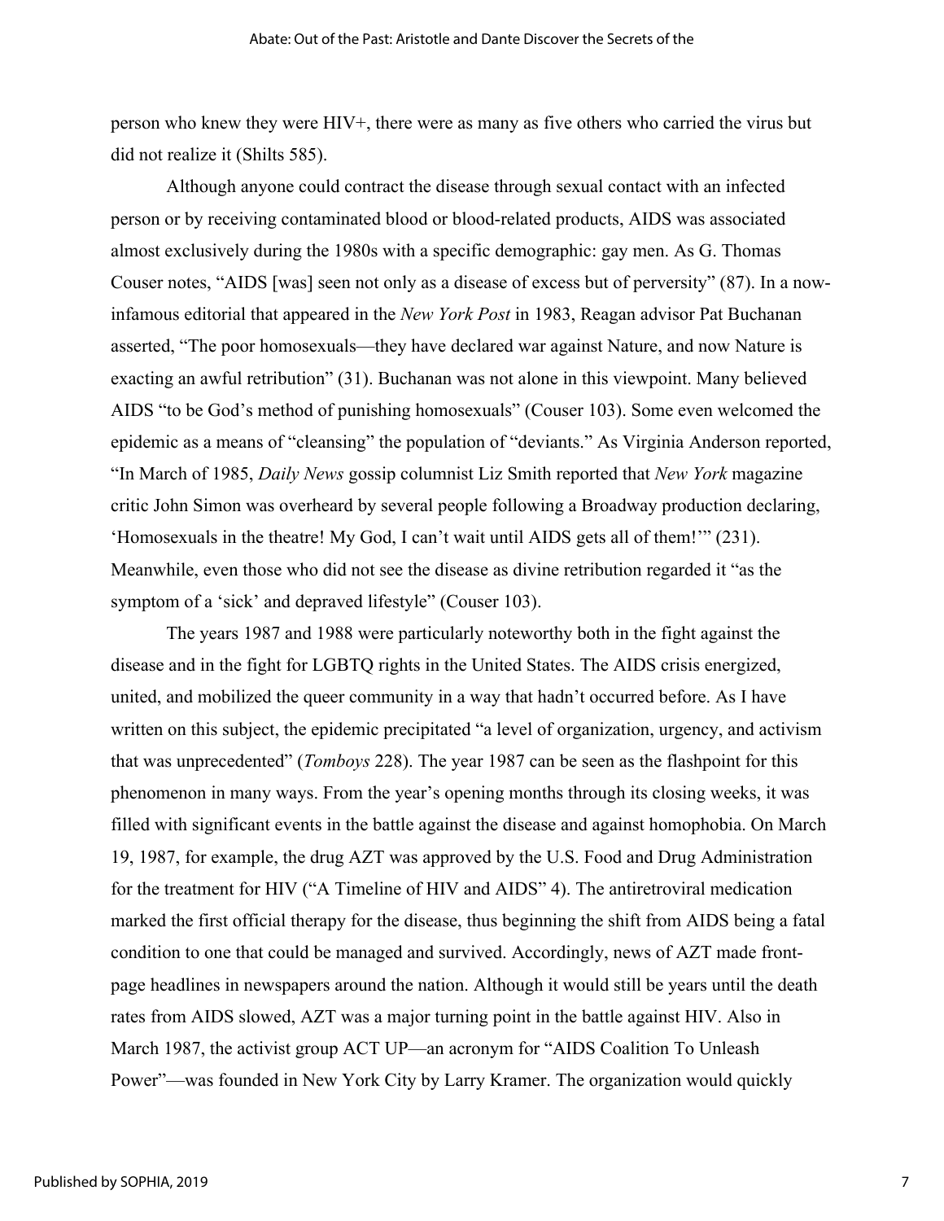person who knew they were HIV+, there were as many as five others who carried the virus but did not realize it (Shilts 585).

Although anyone could contract the disease through sexual contact with an infected person or by receiving contaminated blood or blood-related products, AIDS was associated almost exclusively during the 1980s with a specific demographic: gay men. As G. Thomas Couser notes, "AIDS [was] seen not only as a disease of excess but of perversity" (87). In a now-infamous editorial that appeared in the *New York Post* in 1983, Reagan advisor Pat Buchanan asserted, "The poor homosexuals—they have declared war against Nature, and now Nature is exacting an awful retribution" (31). Buchanan was not alone in this viewpoint. Many believed AIDS "to be God's method of punishing homosexuals" (Couser 103). Some even welcomed the epidemic as a means of "cleansing" the population of "deviants." As Virginia Anderson reported, "In March of 1985, *Daily News* gossip columnist Liz Smith reported that *New York* magazine critic John Simon was overheard by several people following a Broadway production declaring, 'Homosexuals in the theatre! My God, I can't wait until AIDS gets all of them!'" (231). Meanwhile, even those who did not see the disease as divine retribution regarded it "as the symptom of a 'sick' and depraved lifestyle" (Couser 103).

The years 1987 and 1988 were particularly noteworthy both in the fight against the disease and in the fight for LGBTQ rights in the United States. The AIDS crisis energized, united, and mobilized the queer community in a way that hadn't occurred before. As I have written on this subject, the epidemic precipitated "a level of organization, urgency, and activism that was unprecedented" (*Tomboys* 228). The year 1987 can be seen as the flashpoint for this phenomenon in many ways. From the year's opening months through its closing weeks, it was filled with significant events in the battle against the disease and against homophobia. On March 19, 1987, for example, the drug AZT was approved by the U.S. Food and Drug Administration for the treatment for HIV ("A Timeline of HIV and AIDS" 4). The antiretroviral medication marked the first official therapy for the disease, thus beginning the shift from AIDS being a fatal condition to one that could be managed and survived. Accordingly, news of AZT made front-page headlines in newspapers around the nation. Although it would still be years until the death rates from AIDS slowed, AZT was a major turning point in the battle against HIV. Also in March 1987, the activist group ACT UP—an acronym for "AIDS Coalition To Unleash Power"—was founded in New York City by Larry Kramer. The organization would quickly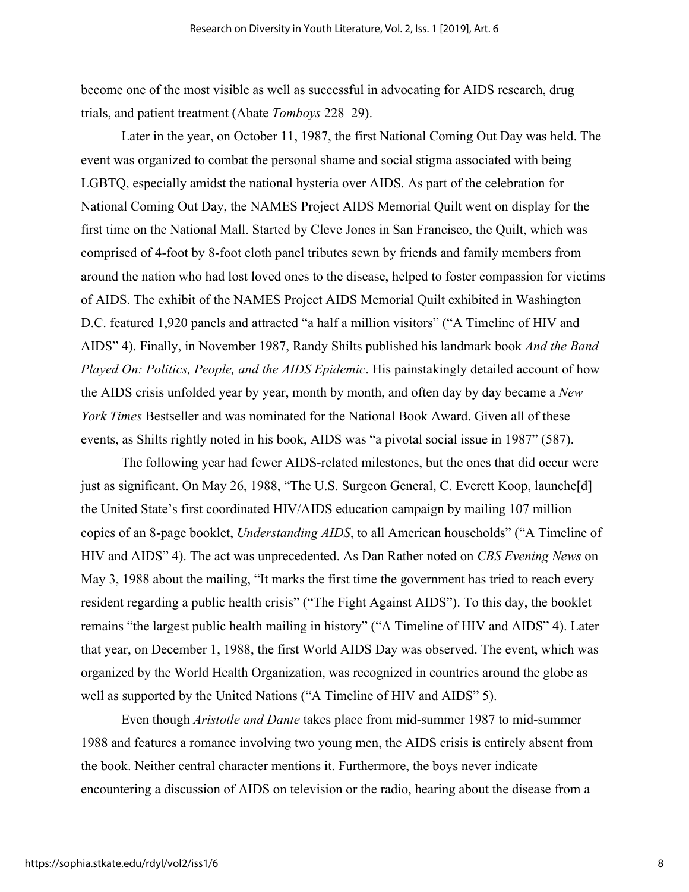become one of the most visible as well as successful in advocating for AIDS research, drug trials, and patient treatment (Abate *Tomboys* 228–29).

Later in the year, on October 11, 1987, the first National Coming Out Day was held. The event was organized to combat the personal shame and social stigma associated with being LGBTQ, especially amidst the national hysteria over AIDS. As part of the celebration for National Coming Out Day, the NAMES Project AIDS Memorial Quilt went on display for the first time on the National Mall. Started by Cleve Jones in San Francisco, the Quilt, which was comprised of 4-foot by 8-foot cloth panel tributes sewn by friends and family members from around the nation who had lost loved ones to the disease, helped to foster compassion for victims of AIDS. The exhibit of the NAMES Project AIDS Memorial Quilt exhibited in Washington D.C. featured 1,920 panels and attracted "a half a million visitors" ("A Timeline of HIV and AIDS" 4). Finally, in November 1987, Randy Shilts published his landmark book *And the Band Played On: Politics, People, and the AIDS Epidemic*. His painstakingly detailed account of how the AIDS crisis unfolded year by year, month by month, and often day by day became a *New York Times* Bestseller and was nominated for the National Book Award. Given all of these events, as Shilts rightly noted in his book, AIDS was "a pivotal social issue in 1987" (587).

The following year had fewer AIDS-related milestones, but the ones that did occur were just as significant. On May 26, 1988, "The U.S. Surgeon General, C. Everett Koop, launche[d] the United State's first coordinated HIV/AIDS education campaign by mailing 107 million copies of an 8-page booklet, *Understanding AIDS*, to all American households" ("A Timeline of HIV and AIDS" 4). The act was unprecedented. As Dan Rather noted on *CBS Evening News* on May 3, 1988 about the mailing, "It marks the first time the government has tried to reach every resident regarding a public health crisis" ("The Fight Against AIDS"). To this day, the booklet remains "the largest public health mailing in history" ("A Timeline of HIV and AIDS" 4). Later that year, on December 1, 1988, the first World AIDS Day was observed. The event, which was organized by the World Health Organization, was recognized in countries around the globe as well as supported by the United Nations ("A Timeline of HIV and AIDS" 5).

Even though *Aristotle and Dante* takes place from mid-summer 1987 to mid-summer 1988 and features a romance involving two young men, the AIDS crisis is entirely absent from the book. Neither central character mentions it. Furthermore, the boys never indicate encountering a discussion of AIDS on television or the radio, hearing about the disease from a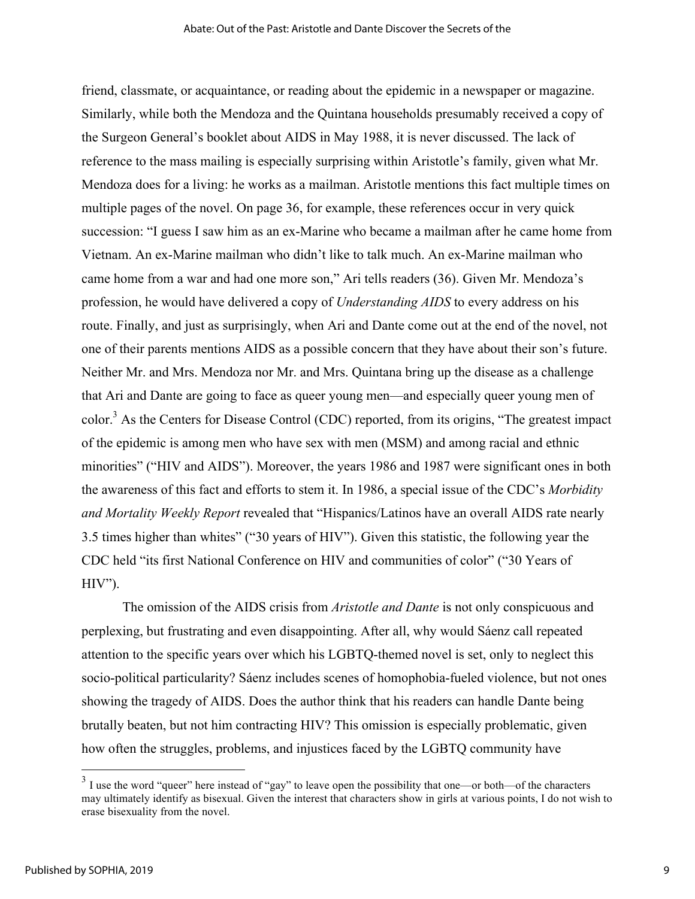friend, classmate, or acquaintance, or reading about the epidemic in a newspaper or magazine. Similarly, while both the Mendoza and the Quintana households presumably received a copy of the Surgeon General's booklet about AIDS in May 1988, it is never discussed. The lack of reference to the mass mailing is especially surprising within Aristotle's family, given what Mr. Mendoza does for a living: he works as a mailman. Aristotle mentions this fact multiple times on multiple pages of the novel. On page 36, for example, these references occur in very quick succession: "I guess I saw him as an ex-Marine who became a mailman after he came home from Vietnam. An ex-Marine mailman who didn't like to talk much. An ex-Marine mailman who came home from a war and had one more son," Ari tells readers (36). Given Mr. Mendoza's profession, he would have delivered a copy of *Understanding AIDS* to every address on his route. Finally, and just as surprisingly, when Ari and Dante come out at the end of the novel, not one of their parents mentions AIDS as a possible concern that they have about their son's future. Neither Mr. and Mrs. Mendoza nor Mr. and Mrs. Quintana bring up the disease as a challenge that Ari and Dante are going to face as queer young men—and especially queer young men of color.[3] As the Centers for Disease Control (CDC) reported, from its origins, "The greatest impact of the epidemic is among men who have sex with men (MSM) and among racial and ethnic minorities" ("HIV and AIDS"). Moreover, the years 1986 and 1987 were significant ones in both the awareness of this fact and efforts to stem it. In 1986, a special issue of the CDC's *Morbidity and Mortality Weekly Report* revealed that "Hispanics/Latinos have an overall AIDS rate nearly 3.5 times higher than whites" ("30 years of HIV"). Given this statistic, the following year the CDC held "its first National Conference on HIV and communities of color" ("30 Years of HIV").

The omission of the AIDS crisis from *Aristotle and Dante* is not only conspicuous and perplexing, but frustrating and even disappointing. After all, why would Sáenz call repeated attention to the specific years over which his LGBTQ-themed novel is set, only to neglect this socio-political particularity? Sáenz includes scenes of homophobia-fueled violence, but not ones showing the tragedy of AIDS. Does the author think that his readers can handle Dante being brutally beaten, but not him contracting HIV? This omission is especially problematic, given how often the struggles, problems, and injustices faced by the LGBTQ community have

[3] I use the word "queer" here instead of "gay" to leave open the possibility that one—or both—of the characters may ultimately identify as bisexual. Given the interest that characters show in girls at various points, I do not wish to erase bisexuality from the novel.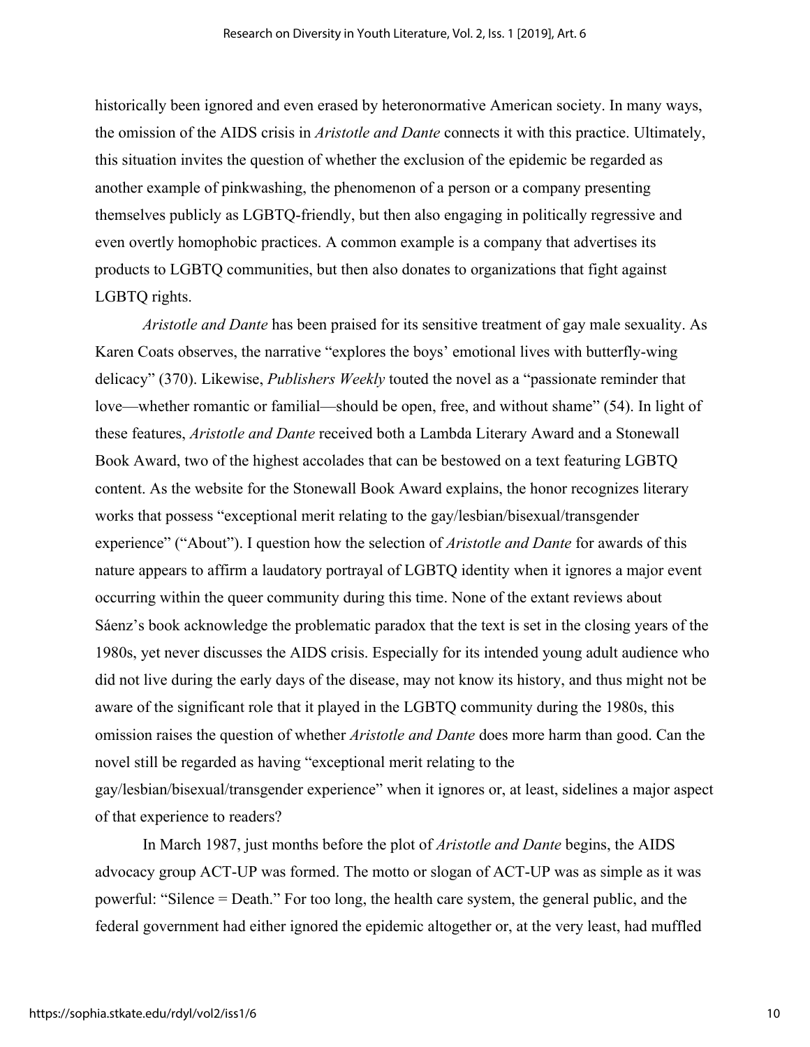historically been ignored and even erased by heteronormative American society. In many ways, the omission of the AIDS crisis in *Aristotle and Dante* connects it with this practice. Ultimately, this situation invites the question of whether the exclusion of the epidemic be regarded as another example of pinkwashing, the phenomenon of a person or a company presenting themselves publicly as LGBTQ-friendly, but then also engaging in politically regressive and even overtly homophobic practices. A common example is a company that advertises its products to LGBTQ communities, but then also donates to organizations that fight against LGBTQ rights.

*Aristotle and Dante* has been praised for its sensitive treatment of gay male sexuality. As Karen Coats observes, the narrative "explores the boys' emotional lives with butterfly-wing delicacy" (370). Likewise, *Publishers Weekly* touted the novel as a "passionate reminder that love—whether romantic or familial—should be open, free, and without shame" (54). In light of these features, *Aristotle and Dante* received both a Lambda Literary Award and a Stonewall Book Award, two of the highest accolades that can be bestowed on a text featuring LGBTQ content. As the website for the Stonewall Book Award explains, the honor recognizes literary works that possess "exceptional merit relating to the gay/lesbian/bisexual/transgender experience" ("About"). I question how the selection of *Aristotle and Dante* for awards of this nature appears to affirm a laudatory portrayal of LGBTQ identity when it ignores a major event occurring within the queer community during this time. None of the extant reviews about Sáenz's book acknowledge the problematic paradox that the text is set in the closing years of the 1980s, yet never discusses the AIDS crisis. Especially for its intended young adult audience who did not live during the early days of the disease, may not know its history, and thus might not be aware of the significant role that it played in the LGBTQ community during the 1980s, this omission raises the question of whether *Aristotle and Dante* does more harm than good. Can the novel still be regarded as having "exceptional merit relating to the gay/lesbian/bisexual/transgender experience" when it ignores or, at least, sidelines a major aspect of that experience to readers?

In March 1987, just months before the plot of *Aristotle and Dante* begins, the AIDS advocacy group ACT-UP was formed. The motto or slogan of ACT-UP was as simple as it was powerful: "Silence = Death." For too long, the health care system, the general public, and the federal government had either ignored the epidemic altogether or, at the very least, had muffled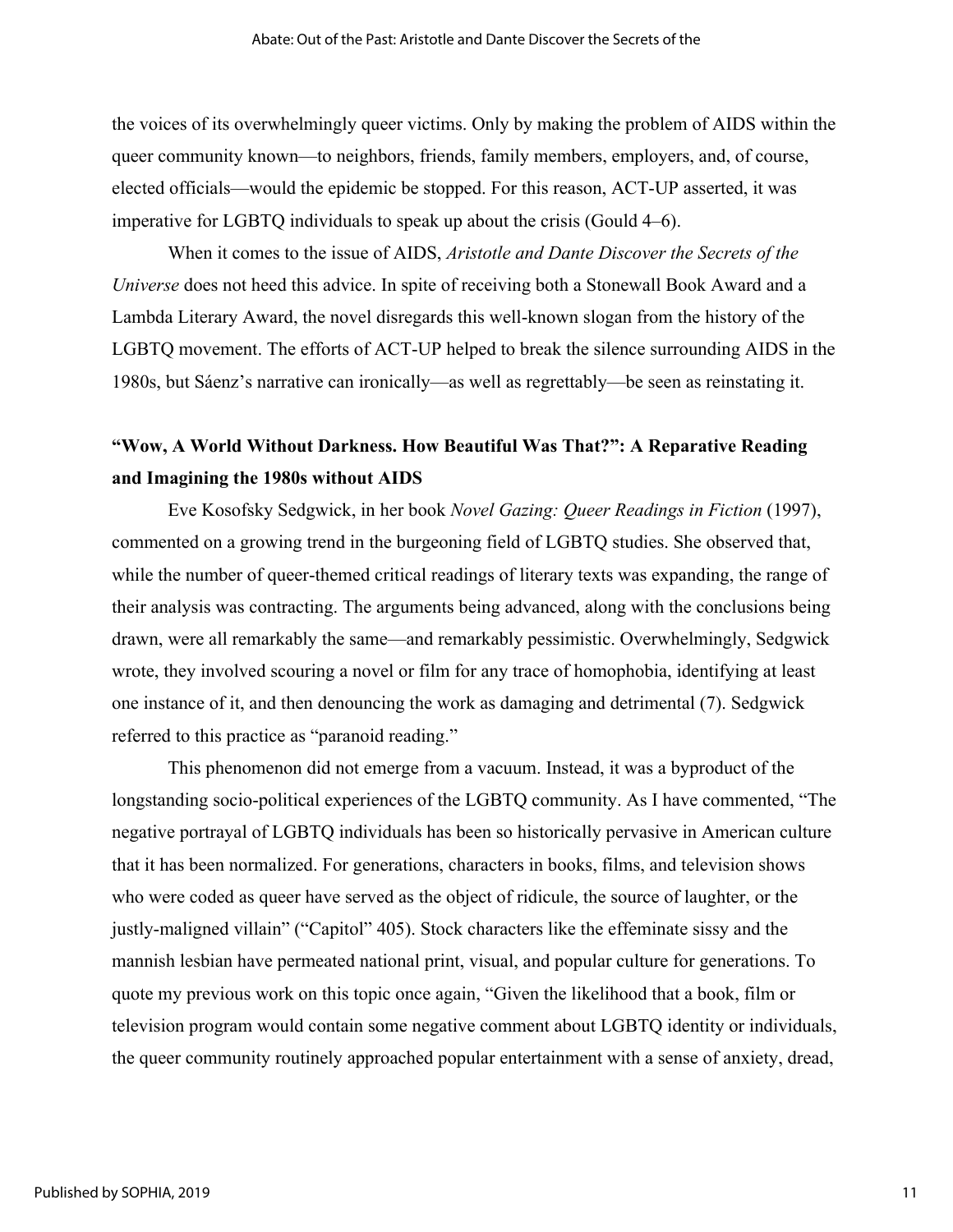the voices of its overwhelmingly queer victims. Only by making the problem of AIDS within the queer community known—to neighbors, friends, family members, employers, and, of course, elected officials—would the epidemic be stopped. For this reason, ACT-UP asserted, it was imperative for LGBTQ individuals to speak up about the crisis (Gould 4–6).

When it comes to the issue of AIDS, *Aristotle and Dante Discover the Secrets of the Universe* does not heed this advice. In spite of receiving both a Stonewall Book Award and a Lambda Literary Award, the novel disregards this well-known slogan from the history of the LGBTQ movement. The efforts of ACT-UP helped to break the silence surrounding AIDS in the 1980s, but Sáenz's narrative can ironically—as well as regrettably—be seen as reinstating it.

## "Wow, A World Without Darkness. How Beautiful Was That?": A Reparative Reading and Imagining the 1980s without AIDS

Eve Kosofsky Sedgwick, in her book *Novel Gazing: Queer Readings in Fiction* (1997), commented on a growing trend in the burgeoning field of LGBTQ studies. She observed that, while the number of queer-themed critical readings of literary texts was expanding, the range of their analysis was contracting. The arguments being advanced, along with the conclusions being drawn, were all remarkably the same—and remarkably pessimistic. Overwhelmingly, Sedgwick wrote, they involved scouring a novel or film for any trace of homophobia, identifying at least one instance of it, and then denouncing the work as damaging and detrimental (7). Sedgwick referred to this practice as "paranoid reading."

This phenomenon did not emerge from a vacuum. Instead, it was a byproduct of the longstanding socio-political experiences of the LGBTQ community. As I have commented, "The negative portrayal of LGBTQ individuals has been so historically pervasive in American culture that it has been normalized. For generations, characters in books, films, and television shows who were coded as queer have served as the object of ridicule, the source of laughter, or the justly-maligned villain" ("Capitol" 405). Stock characters like the effeminate sissy and the mannish lesbian have permeated national print, visual, and popular culture for generations. To quote my previous work on this topic once again, "Given the likelihood that a book, film or television program would contain some negative comment about LGBTQ identity or individuals, the queer community routinely approached popular entertainment with a sense of anxiety, dread,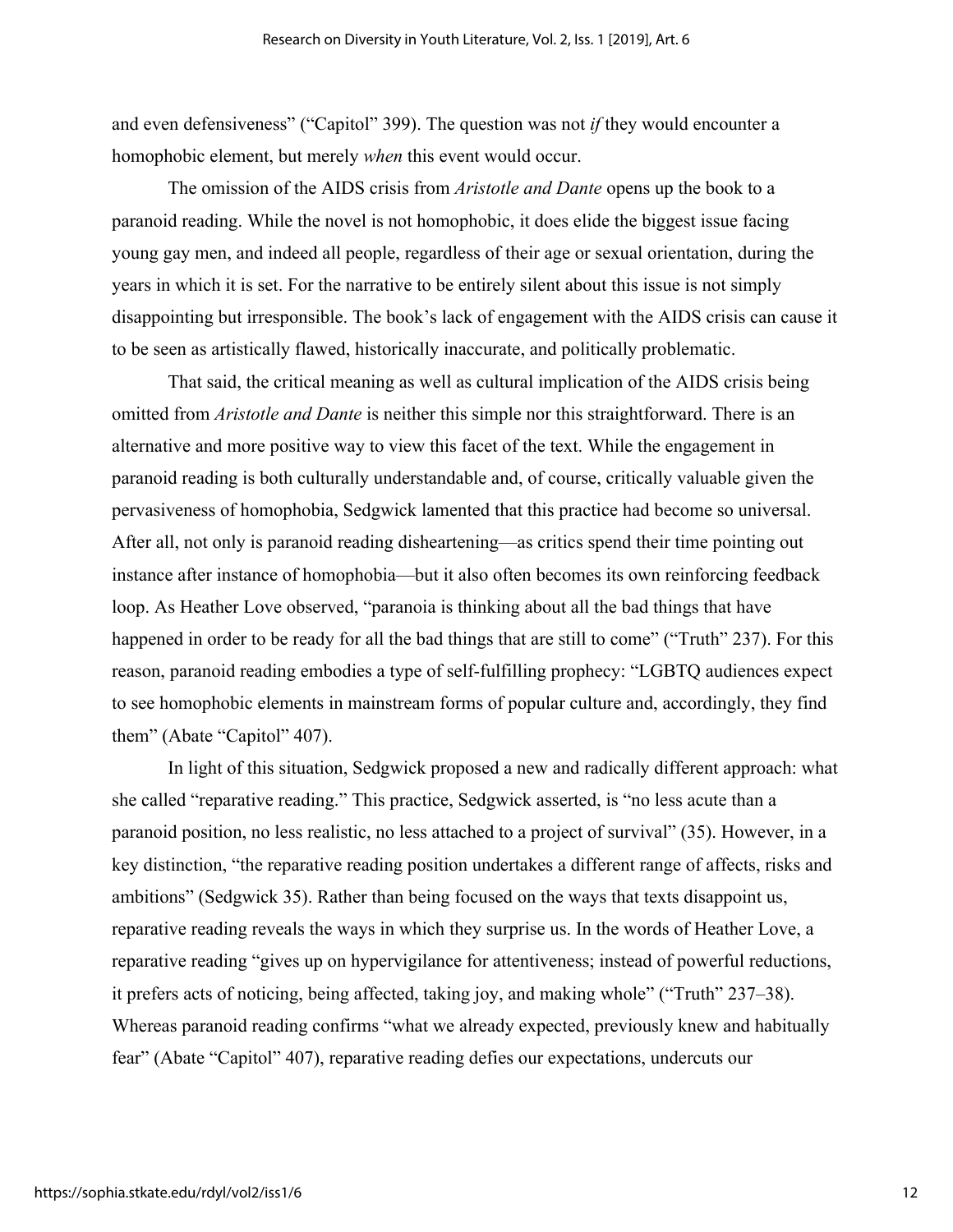and even defensiveness" ("Capitol" 399). The question was not *if* they would encounter a homophobic element, but merely *when* this event would occur.

The omission of the AIDS crisis from *Aristotle and Dante* opens up the book to a paranoid reading. While the novel is not homophobic, it does elide the biggest issue facing young gay men, and indeed all people, regardless of their age or sexual orientation, during the years in which it is set. For the narrative to be entirely silent about this issue is not simply disappointing but irresponsible. The book's lack of engagement with the AIDS crisis can cause it to be seen as artistically flawed, historically inaccurate, and politically problematic.

That said, the critical meaning as well as cultural implication of the AIDS crisis being omitted from *Aristotle and Dante* is neither this simple nor this straightforward. There is an alternative and more positive way to view this facet of the text. While the engagement in paranoid reading is both culturally understandable and, of course, critically valuable given the pervasiveness of homophobia, Sedgwick lamented that this practice had become so universal. After all, not only is paranoid reading disheartening—as critics spend their time pointing out instance after instance of homophobia—but it also often becomes its own reinforcing feedback loop. As Heather Love observed, "paranoia is thinking about all the bad things that have happened in order to be ready for all the bad things that are still to come" ("Truth" 237). For this reason, paranoid reading embodies a type of self-fulfilling prophecy: "LGBTQ audiences expect to see homophobic elements in mainstream forms of popular culture and, accordingly, they find them" (Abate "Capitol" 407).

In light of this situation, Sedgwick proposed a new and radically different approach: what she called "reparative reading." This practice, Sedgwick asserted, is "no less acute than a paranoid position, no less realistic, no less attached to a project of survival" (35). However, in a key distinction, "the reparative reading position undertakes a different range of affects, risks and ambitions" (Sedgwick 35). Rather than being focused on the ways that texts disappoint us, reparative reading reveals the ways in which they surprise us. In the words of Heather Love, a reparative reading "gives up on hypervigilance for attentiveness; instead of powerful reductions, it prefers acts of noticing, being affected, taking joy, and making whole" ("Truth" 237–38). Whereas paranoid reading confirms "what we already expected, previously knew and habitually fear" (Abate "Capitol" 407), reparative reading defies our expectations, undercuts our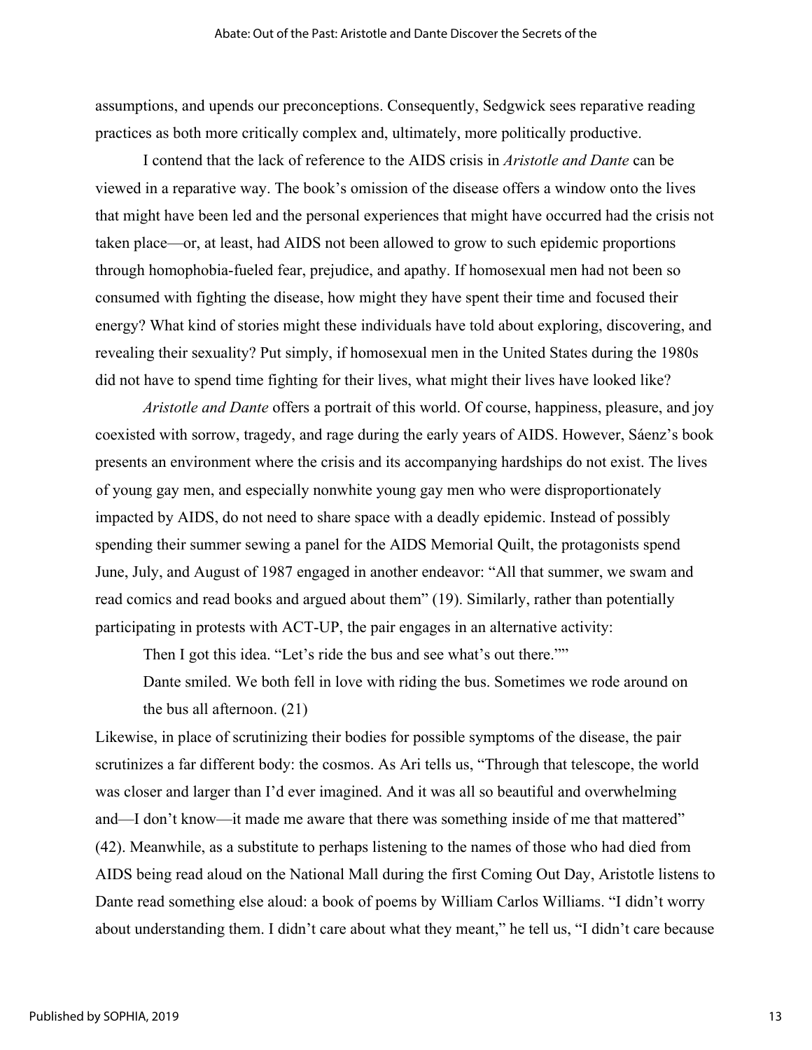assumptions, and upends our preconceptions. Consequently, Sedgwick sees reparative reading practices as both more critically complex and, ultimately, more politically productive.

I contend that the lack of reference to the AIDS crisis in *Aristotle and Dante* can be viewed in a reparative way. The book's omission of the disease offers a window onto the lives that might have been led and the personal experiences that might have occurred had the crisis not taken place—or, at least, had AIDS not been allowed to grow to such epidemic proportions through homophobia-fueled fear, prejudice, and apathy. If homosexual men had not been so consumed with fighting the disease, how might they have spent their time and focused their energy? What kind of stories might these individuals have told about exploring, discovering, and revealing their sexuality? Put simply, if homosexual men in the United States during the 1980s did not have to spend time fighting for their lives, what might their lives have looked like?

*Aristotle and Dante* offers a portrait of this world. Of course, happiness, pleasure, and joy coexisted with sorrow, tragedy, and rage during the early years of AIDS. However, Sáenz's book presents an environment where the crisis and its accompanying hardships do not exist. The lives of young gay men, and especially nonwhite young gay men who were disproportionately impacted by AIDS, do not need to share space with a deadly epidemic. Instead of possibly spending their summer sewing a panel for the AIDS Memorial Quilt, the protagonists spend June, July, and August of 1987 engaged in another endeavor: "All that summer, we swam and read comics and read books and argued about them" (19). Similarly, rather than potentially participating in protests with ACT-UP, the pair engages in an alternative activity:

> Then I got this idea. "Let's ride the bus and see what's out there.""
>
> Dante smiled. We both fell in love with riding the bus. Sometimes we rode around on the bus all afternoon. (21)

Likewise, in place of scrutinizing their bodies for possible symptoms of the disease, the pair scrutinizes a far different body: the cosmos. As Ari tells us, "Through that telescope, the world was closer and larger than I'd ever imagined. And it was all so beautiful and overwhelming and—I don't know—it made me aware that there was something inside of me that mattered" (42). Meanwhile, as a substitute to perhaps listening to the names of those who had died from AIDS being read aloud on the National Mall during the first Coming Out Day, Aristotle listens to Dante read something else aloud: a book of poems by William Carlos Williams. "I didn't worry about understanding them. I didn't care about what they meant," he tell us, "I didn't care because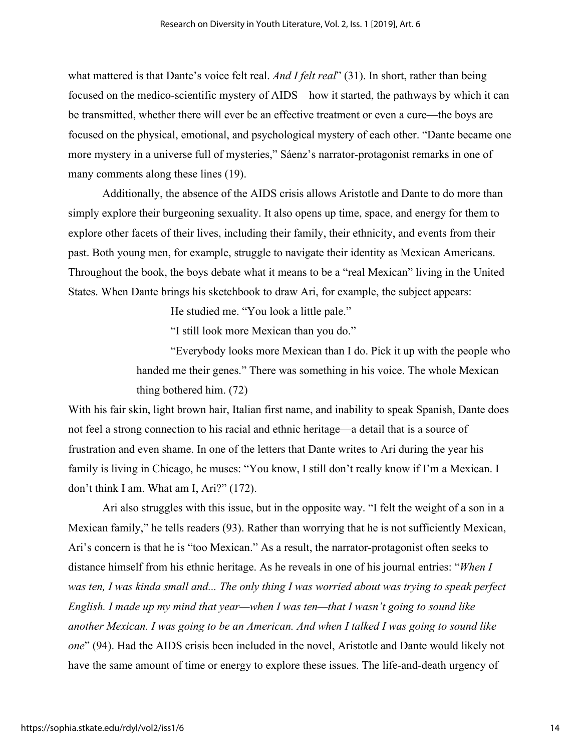what mattered is that Dante's voice felt real. *And I felt real*" (31). In short, rather than being focused on the medico-scientific mystery of AIDS—how it started, the pathways by which it can be transmitted, whether there will ever be an effective treatment or even a cure—the boys are focused on the physical, emotional, and psychological mystery of each other. "Dante became one more mystery in a universe full of mysteries," Sáenz's narrator-protagonist remarks in one of many comments along these lines (19).

Additionally, the absence of the AIDS crisis allows Aristotle and Dante to do more than simply explore their burgeoning sexuality. It also opens up time, space, and energy for them to explore other facets of their lives, including their family, their ethnicity, and events from their past. Both young men, for example, struggle to navigate their identity as Mexican Americans. Throughout the book, the boys debate what it means to be a "real Mexican" living in the United States. When Dante brings his sketchbook to draw Ari, for example, the subject appears:

> He studied me. "You look a little pale."
>
> "I still look more Mexican than you do."
>
> "Everybody looks more Mexican than I do. Pick it up with the people who handed me their genes." There was something in his voice. The whole Mexican thing bothered him. (72)

With his fair skin, light brown hair, Italian first name, and inability to speak Spanish, Dante does not feel a strong connection to his racial and ethnic heritage—a detail that is a source of frustration and even shame. In one of the letters that Dante writes to Ari during the year his family is living in Chicago, he muses: "You know, I still don't really know if I'm a Mexican. I don't think I am. What am I, Ari?" (172).

Ari also struggles with this issue, but in the opposite way. "I felt the weight of a son in a Mexican family," he tells readers (93). Rather than worrying that he is not sufficiently Mexican, Ari's concern is that he is "too Mexican." As a result, the narrator-protagonist often seeks to distance himself from his ethnic heritage. As he reveals in one of his journal entries: "*When I was ten, I was kinda small and... The only thing I was worried about was trying to speak perfect English. I made up my mind that year—when I was ten—that I wasn't going to sound like another Mexican. I was going to be an American. And when I talked I was going to sound like one*" (94). Had the AIDS crisis been included in the novel, Aristotle and Dante would likely not have the same amount of time or energy to explore these issues. The life-and-death urgency of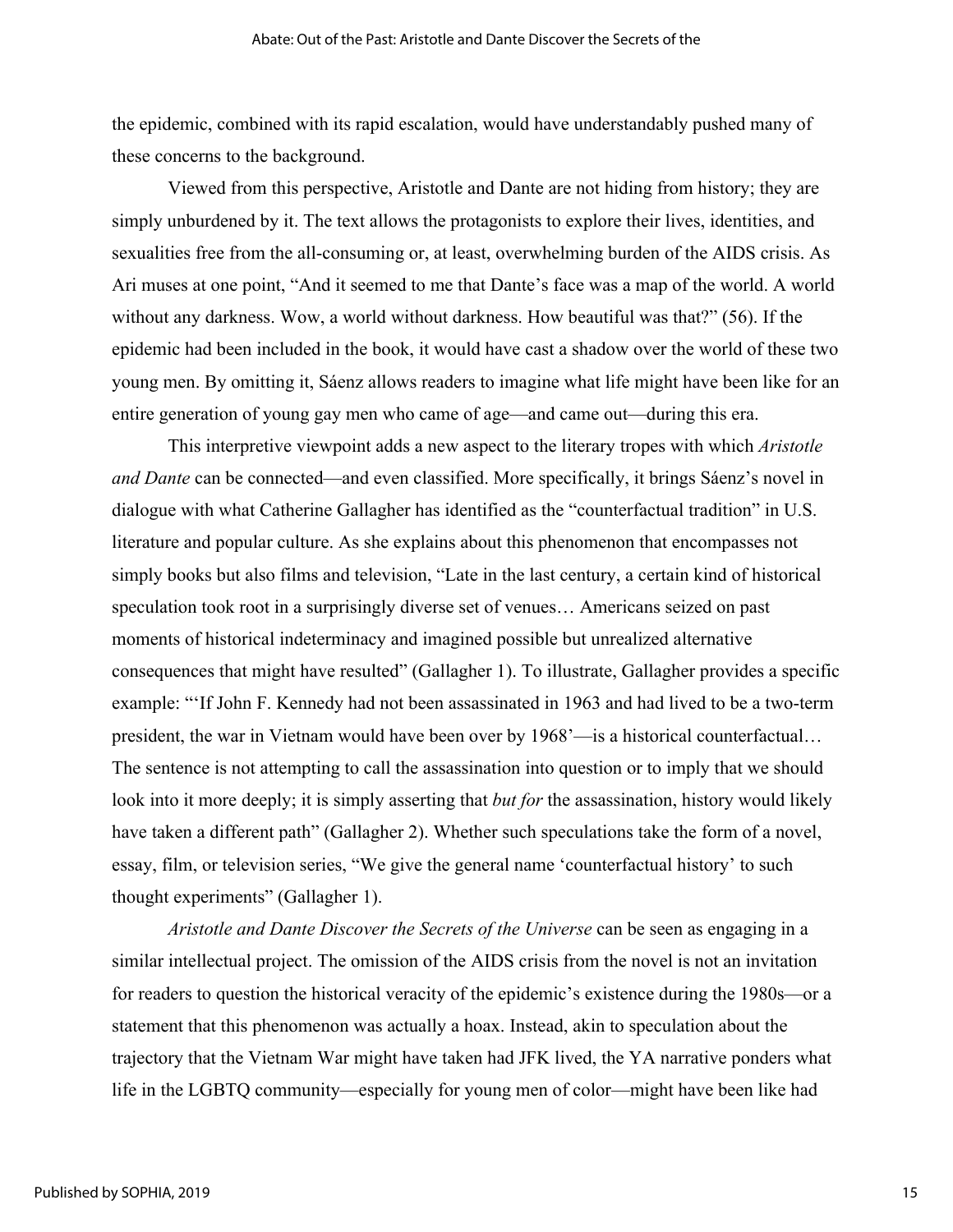the epidemic, combined with its rapid escalation, would have understandably pushed many of these concerns to the background.

Viewed from this perspective, Aristotle and Dante are not hiding from history; they are simply unburdened by it. The text allows the protagonists to explore their lives, identities, and sexualities free from the all-consuming or, at least, overwhelming burden of the AIDS crisis. As Ari muses at one point, "And it seemed to me that Dante's face was a map of the world. A world without any darkness. Wow, a world without darkness. How beautiful was that?" (56). If the epidemic had been included in the book, it would have cast a shadow over the world of these two young men. By omitting it, Sáenz allows readers to imagine what life might have been like for an entire generation of young gay men who came of age—and came out—during this era.

This interpretive viewpoint adds a new aspect to the literary tropes with which *Aristotle and Dante* can be connected—and even classified. More specifically, it brings Sáenz's novel in dialogue with what Catherine Gallagher has identified as the "counterfactual tradition" in U.S. literature and popular culture. As she explains about this phenomenon that encompasses not simply books but also films and television, "Late in the last century, a certain kind of historical speculation took root in a surprisingly diverse set of venues… Americans seized on past moments of historical indeterminacy and imagined possible but unrealized alternative consequences that might have resulted" (Gallagher 1). To illustrate, Gallagher provides a specific example: "'If John F. Kennedy had not been assassinated in 1963 and had lived to be a two-term president, the war in Vietnam would have been over by 1968'—is a historical counterfactual… The sentence is not attempting to call the assassination into question or to imply that we should look into it more deeply; it is simply asserting that *but for* the assassination, history would likely have taken a different path" (Gallagher 2). Whether such speculations take the form of a novel, essay, film, or television series, "We give the general name 'counterfactual history' to such thought experiments" (Gallagher 1).

*Aristotle and Dante Discover the Secrets of the Universe* can be seen as engaging in a similar intellectual project. The omission of the AIDS crisis from the novel is not an invitation for readers to question the historical veracity of the epidemic's existence during the 1980s—or a statement that this phenomenon was actually a hoax. Instead, akin to speculation about the trajectory that the Vietnam War might have taken had JFK lived, the YA narrative ponders what life in the LGBTQ community—especially for young men of color—might have been like had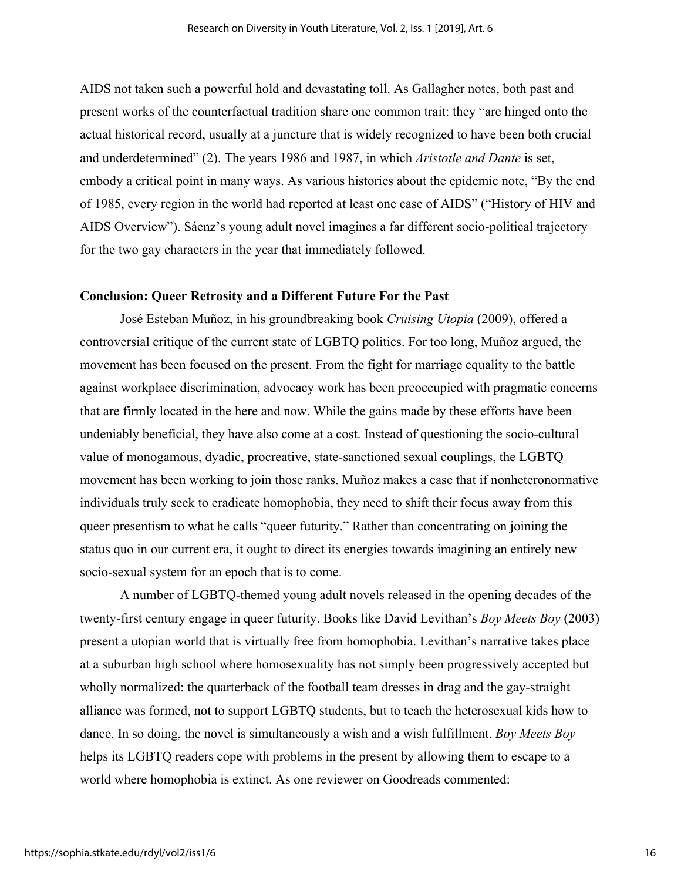AIDS not taken such a powerful hold and devastating toll. As Gallagher notes, both past and present works of the counterfactual tradition share one common trait: they "are hinged onto the actual historical record, usually at a juncture that is widely recognized to have been both crucial and underdetermined" (2). The years 1986 and 1987, in which *Aristotle and Dante* is set, embody a critical point in many ways. As various histories about the epidemic note, "By the end of 1985, every region in the world had reported at least one case of AIDS" ("History of HIV and AIDS Overview"). Sáenz's young adult novel imagines a far different socio-political trajectory for the two gay characters in the year that immediately followed.

## Conclusion: Queer Retrosity and a Different Future For the Past

José Esteban Muñoz, in his groundbreaking book *Cruising Utopia* (2009), offered a controversial critique of the current state of LGBTQ politics. For too long, Muñoz argued, the movement has been focused on the present. From the fight for marriage equality to the battle against workplace discrimination, advocacy work has been preoccupied with pragmatic concerns that are firmly located in the here and now. While the gains made by these efforts have been undeniably beneficial, they have also come at a cost. Instead of questioning the socio-cultural value of monogamous, dyadic, procreative, state-sanctioned sexual couplings, the LGBTQ movement has been working to join those ranks. Muñoz makes a case that if nonheteronormative individuals truly seek to eradicate homophobia, they need to shift their focus away from this queer presentism to what he calls "queer futurity." Rather than concentrating on joining the status quo in our current era, it ought to direct its energies towards imagining an entirely new socio-sexual system for an epoch that is to come.

A number of LGBTQ-themed young adult novels released in the opening decades of the twenty-first century engage in queer futurity. Books like David Levithan's *Boy Meets Boy* (2003) present a utopian world that is virtually free from homophobia. Levithan's narrative takes place at a suburban high school where homosexuality has not simply been progressively accepted but wholly normalized: the quarterback of the football team dresses in drag and the gay-straight alliance was formed, not to support LGBTQ students, but to teach the heterosexual kids how to dance. In so doing, the novel is simultaneously a wish and a wish fulfillment. *Boy Meets Boy* helps its LGBTQ readers cope with problems in the present by allowing them to escape to a world where homophobia is extinct. As one reviewer on Goodreads commented: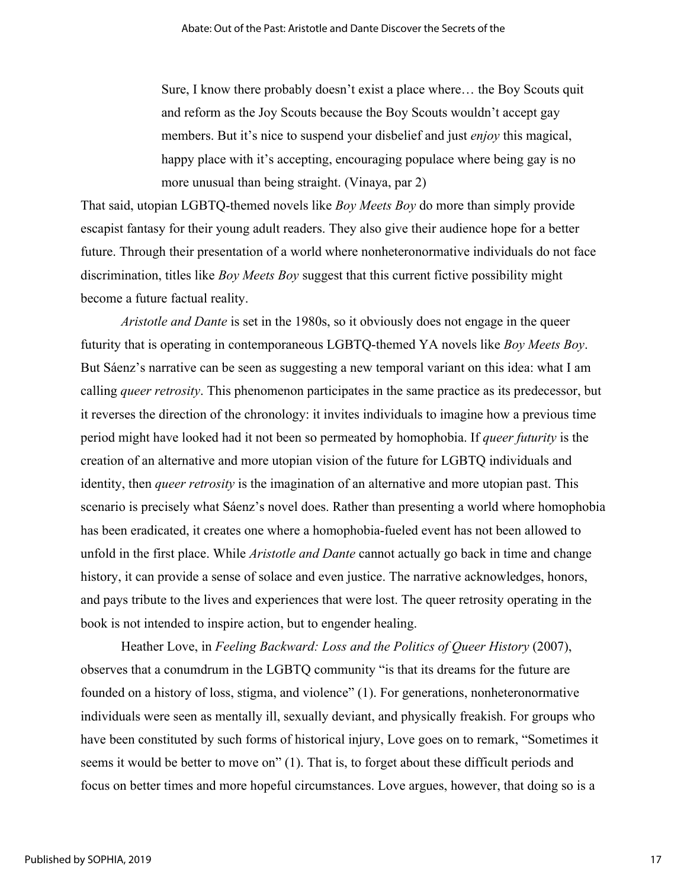> Sure, I know there probably doesn't exist a place where… the Boy Scouts quit and reform as the Joy Scouts because the Boy Scouts wouldn't accept gay members. But it's nice to suspend your disbelief and just *enjoy* this magical, happy place with it's accepting, encouraging populace where being gay is no more unusual than being straight. (Vinaya, par 2)

That said, utopian LGBTQ-themed novels like *Boy Meets Boy* do more than simply provide escapist fantasy for their young adult readers. They also give their audience hope for a better future. Through their presentation of a world where nonheteronormative individuals do not face discrimination, titles like *Boy Meets Boy* suggest that this current fictive possibility might become a future factual reality.

*Aristotle and Dante* is set in the 1980s, so it obviously does not engage in the queer futurity that is operating in contemporaneous LGBTQ-themed YA novels like *Boy Meets Boy*. But Sáenz's narrative can be seen as suggesting a new temporal variant on this idea: what I am calling *queer retrosity*. This phenomenon participates in the same practice as its predecessor, but it reverses the direction of the chronology: it invites individuals to imagine how a previous time period might have looked had it not been so permeated by homophobia. If *queer futurity* is the creation of an alternative and more utopian vision of the future for LGBTQ individuals and identity, then *queer retrosity* is the imagination of an alternative and more utopian past. This scenario is precisely what Sáenz's novel does. Rather than presenting a world where homophobia has been eradicated, it creates one where a homophobia-fueled event has not been allowed to unfold in the first place. While *Aristotle and Dante* cannot actually go back in time and change history, it can provide a sense of solace and even justice. The narrative acknowledges, honors, and pays tribute to the lives and experiences that were lost. The queer retrosity operating in the book is not intended to inspire action, but to engender healing.

Heather Love, in *Feeling Backward: Loss and the Politics of Queer History* (2007), observes that a conumdrum in the LGBTQ community "is that its dreams for the future are founded on a history of loss, stigma, and violence" (1). For generations, nonheteronormative individuals were seen as mentally ill, sexually deviant, and physically freakish. For groups who have been constituted by such forms of historical injury, Love goes on to remark, "Sometimes it seems it would be better to move on" (1). That is, to forget about these difficult periods and focus on better times and more hopeful circumstances. Love argues, however, that doing so is a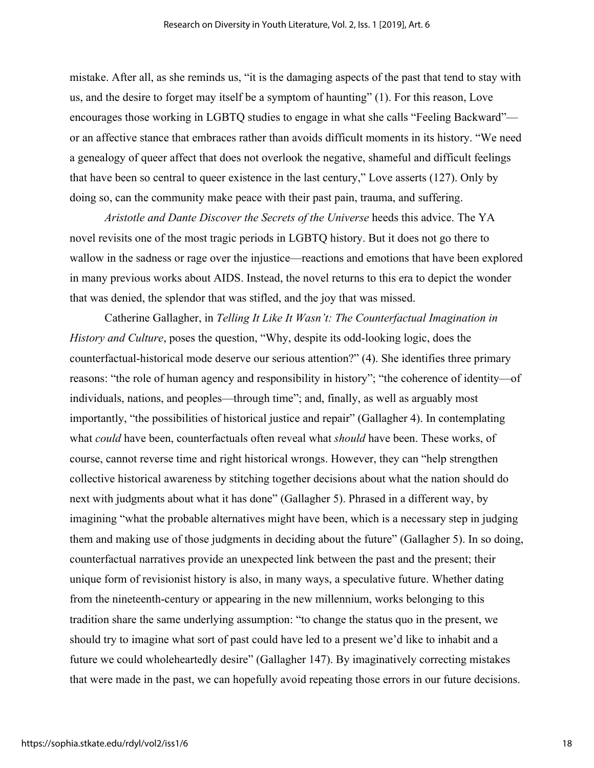mistake. After all, as she reminds us, "it is the damaging aspects of the past that tend to stay with us, and the desire to forget may itself be a symptom of haunting" (1). For this reason, Love encourages those working in LGBTQ studies to engage in what she calls "Feeling Backward"—or an affective stance that embraces rather than avoids difficult moments in its history. "We need a genealogy of queer affect that does not overlook the negative, shameful and difficult feelings that have been so central to queer existence in the last century," Love asserts (127). Only by doing so, can the community make peace with their past pain, trauma, and suffering.

*Aristotle and Dante Discover the Secrets of the Universe* heeds this advice. The YA novel revisits one of the most tragic periods in LGBTQ history. But it does not go there to wallow in the sadness or rage over the injustice—reactions and emotions that have been explored in many previous works about AIDS. Instead, the novel returns to this era to depict the wonder that was denied, the splendor that was stifled, and the joy that was missed.

Catherine Gallagher, in *Telling It Like It Wasn't: The Counterfactual Imagination in History and Culture*, poses the question, "Why, despite its odd-looking logic, does the counterfactual-historical mode deserve our serious attention?" (4). She identifies three primary reasons: "the role of human agency and responsibility in history"; "the coherence of identity—of individuals, nations, and peoples—through time"; and, finally, as well as arguably most importantly, "the possibilities of historical justice and repair" (Gallagher 4). In contemplating what *could* have been, counterfactuals often reveal what *should* have been. These works, of course, cannot reverse time and right historical wrongs. However, they can "help strengthen collective historical awareness by stitching together decisions about what the nation should do next with judgments about what it has done" (Gallagher 5). Phrased in a different way, by imagining "what the probable alternatives might have been, which is a necessary step in judging them and making use of those judgments in deciding about the future" (Gallagher 5). In so doing, counterfactual narratives provide an unexpected link between the past and the present; their unique form of revisionist history is also, in many ways, a speculative future. Whether dating from the nineteenth-century or appearing in the new millennium, works belonging to this tradition share the same underlying assumption: "to change the status quo in the present, we should try to imagine what sort of past could have led to a present we'd like to inhabit and a future we could wholeheartedly desire" (Gallagher 147). By imaginatively correcting mistakes that were made in the past, we can hopefully avoid repeating those errors in our future decisions.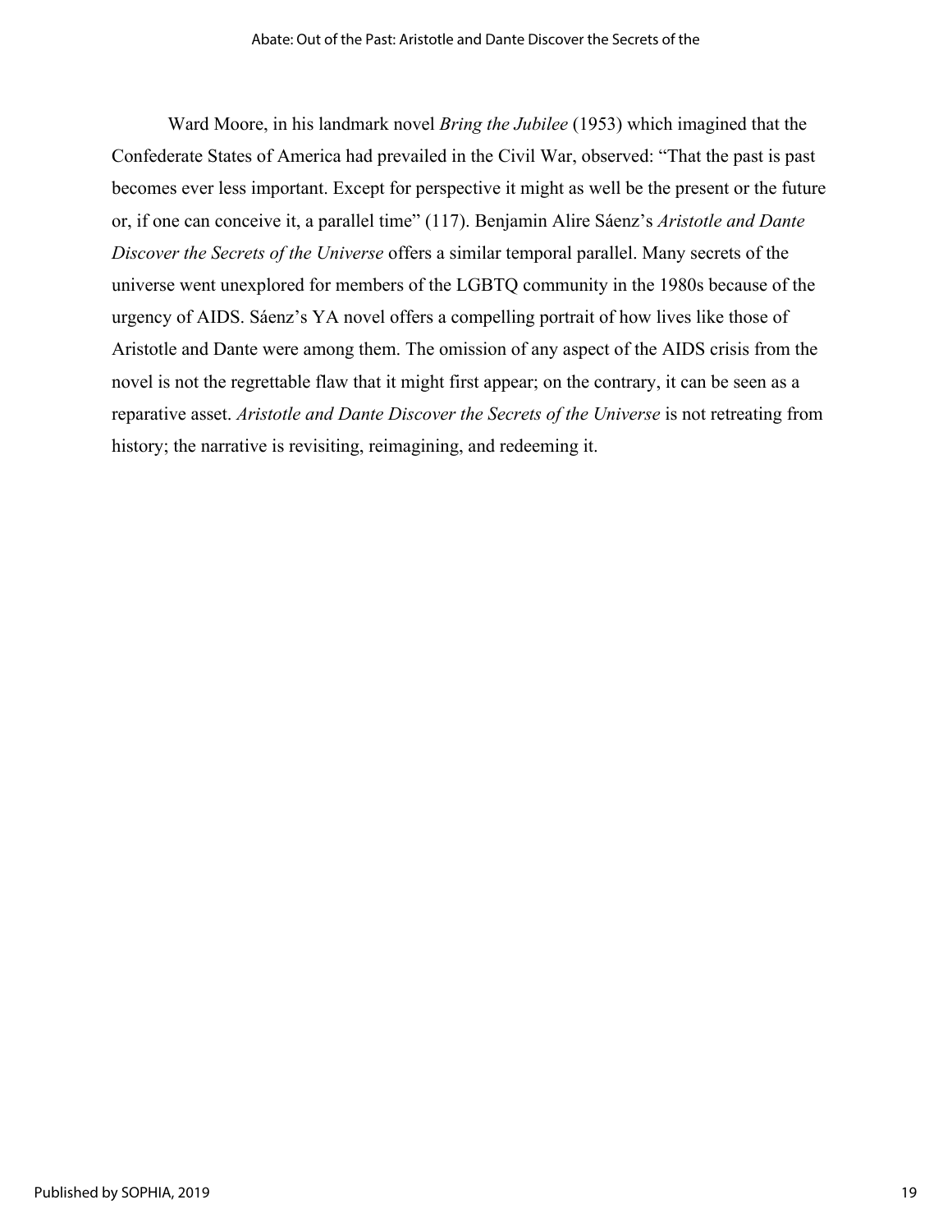Ward Moore, in his landmark novel *Bring the Jubilee* (1953) which imagined that the Confederate States of America had prevailed in the Civil War, observed: "That the past is past becomes ever less important. Except for perspective it might as well be the present or the future or, if one can conceive it, a parallel time" (117). Benjamin Alire Sáenz's *Aristotle and Dante Discover the Secrets of the Universe* offers a similar temporal parallel. Many secrets of the universe went unexplored for members of the LGBTQ community in the 1980s because of the urgency of AIDS. Sáenz's YA novel offers a compelling portrait of how lives like those of Aristotle and Dante were among them. The omission of any aspect of the AIDS crisis from the novel is not the regrettable flaw that it might first appear; on the contrary, it can be seen as a reparative asset. *Aristotle and Dante Discover the Secrets of the Universe* is not retreating from history; the narrative is revisiting, reimagining, and redeeming it.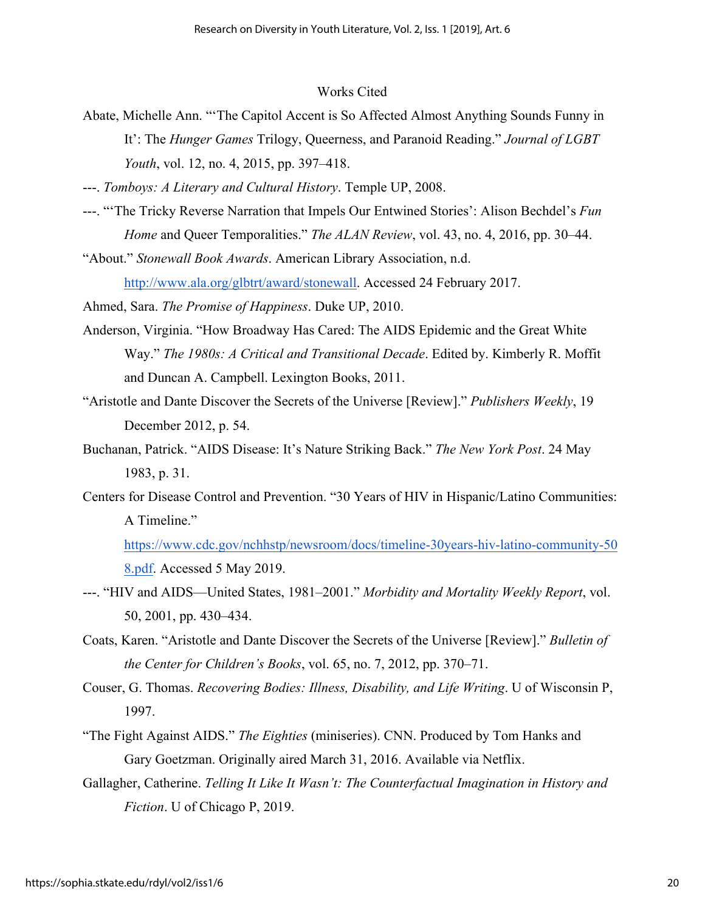Works Cited

Abate, Michelle Ann. "'The Capitol Accent is So Affected Almost Anything Sounds Funny in It': The *Hunger Games* Trilogy, Queerness, and Paranoid Reading." *Journal of LGBT Youth*, vol. 12, no. 4, 2015, pp. 397–418.

---. *Tomboys: A Literary and Cultural History*. Temple UP, 2008.

---. "'The Tricky Reverse Narration that Impels Our Entwined Stories': Alison Bechdel's *Fun Home* and Queer Temporalities." *The ALAN Review*, vol. 43, no. 4, 2016, pp. 30–44.

"About." *Stonewall Book Awards*. American Library Association, n.d. http://www.ala.org/glbtrt/award/stonewall. Accessed 24 February 2017.

Ahmed, Sara. *The Promise of Happiness*. Duke UP, 2010.

Anderson, Virginia. "How Broadway Has Cared: The AIDS Epidemic and the Great White Way." *The 1980s: A Critical and Transitional Decade*. Edited by. Kimberly R. Moffit and Duncan A. Campbell. Lexington Books, 2011.

"Aristotle and Dante Discover the Secrets of the Universe [Review]." *Publishers Weekly*, 19 December 2012, p. 54.

Buchanan, Patrick. "AIDS Disease: It's Nature Striking Back." *The New York Post*. 24 May 1983, p. 31.

Centers for Disease Control and Prevention. "30 Years of HIV in Hispanic/Latino Communities: A Timeline." https://www.cdc.gov/nchhstp/newsroom/docs/timeline-30years-hiv-latino-community-508.pdf. Accessed 5 May 2019.

---. "HIV and AIDS—United States, 1981–2001." *Morbidity and Mortality Weekly Report*, vol. 50, 2001, pp. 430–434.

Coats, Karen. "Aristotle and Dante Discover the Secrets of the Universe [Review]." *Bulletin of the Center for Children's Books*, vol. 65, no. 7, 2012, pp. 370–71.

Couser, G. Thomas. *Recovering Bodies: Illness, Disability, and Life Writing*. U of Wisconsin P, 1997.

"The Fight Against AIDS." *The Eighties* (miniseries). CNN. Produced by Tom Hanks and Gary Goetzman. Originally aired March 31, 2016. Available via Netflix.

Gallagher, Catherine. *Telling It Like It Wasn't: The Counterfactual Imagination in History and Fiction*. U of Chicago P, 2019.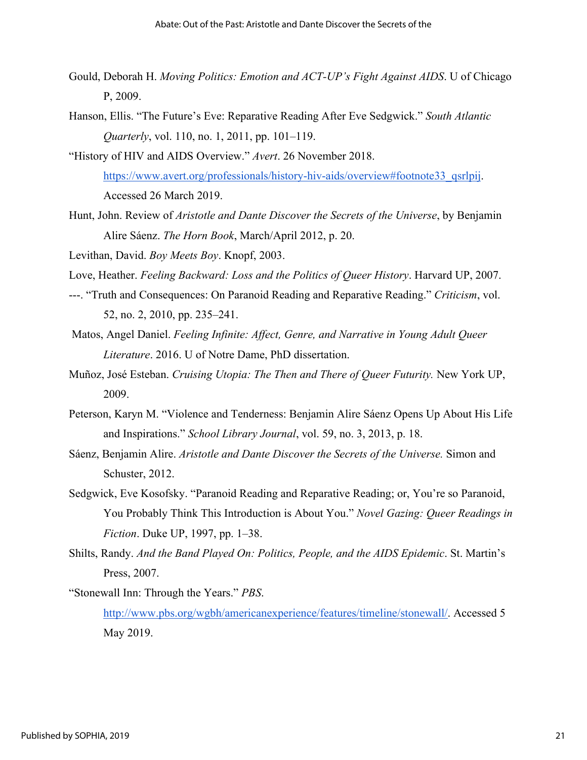Gould, Deborah H. *Moving Politics: Emotion and ACT-UP's Fight Against AIDS*. U of Chicago P, 2009.

Hanson, Ellis. "The Future's Eve: Reparative Reading After Eve Sedgwick." *South Atlantic Quarterly*, vol. 110, no. 1, 2011, pp. 101–119.

"History of HIV and AIDS Overview." *Avert*. 26 November 2018. https://www.avert.org/professionals/history-hiv-aids/overview#footnote33_qsrlpij. Accessed 26 March 2019.

Hunt, John. Review of *Aristotle and Dante Discover the Secrets of the Universe*, by Benjamin Alire Sáenz. *The Horn Book*, March/April 2012, p. 20.

Levithan, David. *Boy Meets Boy*. Knopf, 2003.

Love, Heather. *Feeling Backward: Loss and the Politics of Queer History*. Harvard UP, 2007.

---. "Truth and Consequences: On Paranoid Reading and Reparative Reading." *Criticism*, vol. 52, no. 2, 2010, pp. 235–241.

Matos, Angel Daniel. *Feeling Infinite: Affect, Genre, and Narrative in Young Adult Queer Literature*. 2016. U of Notre Dame, PhD dissertation.

Muñoz, José Esteban. *Cruising Utopia: The Then and There of Queer Futurity.* New York UP, 2009.

Peterson, Karyn M. "Violence and Tenderness: Benjamin Alire Sáenz Opens Up About His Life and Inspirations." *School Library Journal*, vol. 59, no. 3, 2013, p. 18.

Sáenz, Benjamin Alire. *Aristotle and Dante Discover the Secrets of the Universe.* Simon and Schuster, 2012.

Sedgwick, Eve Kosofsky. "Paranoid Reading and Reparative Reading; or, You're so Paranoid, You Probably Think This Introduction is About You." *Novel Gazing: Queer Readings in Fiction*. Duke UP, 1997, pp. 1–38.

Shilts, Randy. *And the Band Played On: Politics, People, and the AIDS Epidemic*. St. Martin's Press, 2007.

"Stonewall Inn: Through the Years." *PBS.* http://www.pbs.org/wgbh/americanexperience/features/timeline/stonewall/. Accessed 5 May 2019.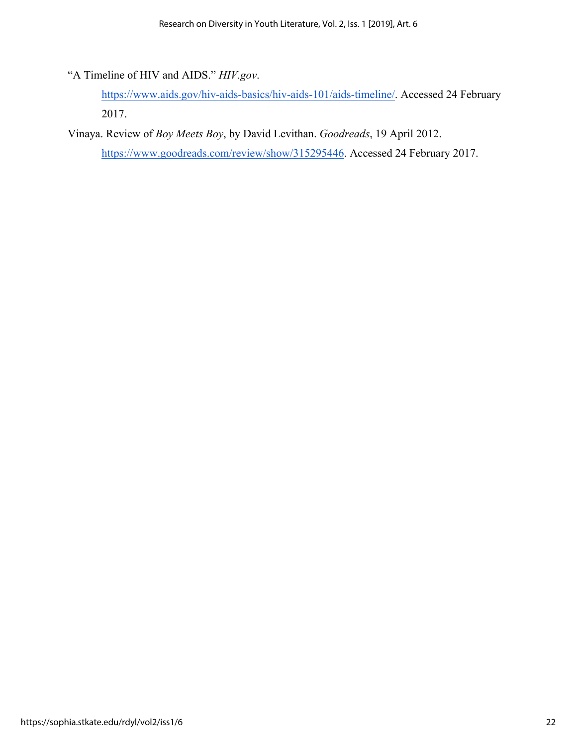“A Timeline of HIV and AIDS.” *HIV.gov*. https://www.aids.gov/hiv-aids-basics/hiv-aids-101/aids-timeline/. Accessed 24 February 2017.

Vinaya. Review of *Boy Meets Boy*, by David Levithan. *Goodreads*, 19 April 2012. https://www.goodreads.com/review/show/315295446. Accessed 24 February 2017.